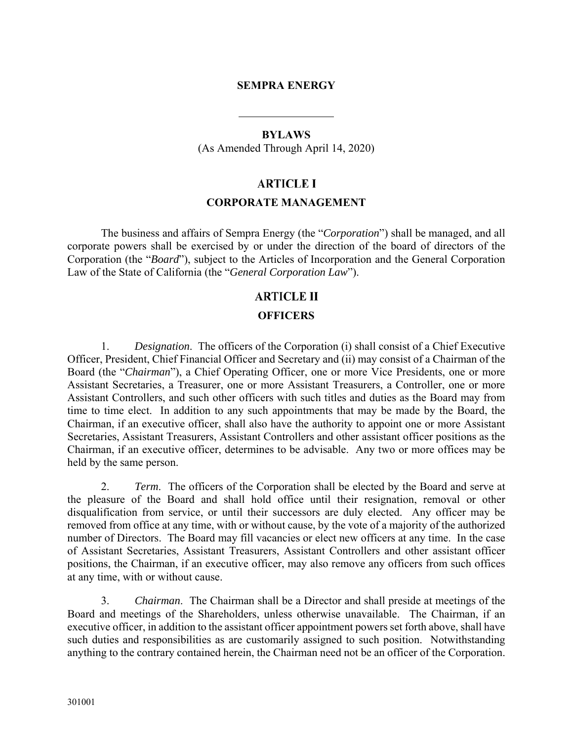# SEMPRA ENERGY

---

## BYLAWS

(As Amended Through April 14, 2020)

## ARTICLE I

### CORPORATE MANAGEMENT

The business and affairs of Sempra Energy (the "*Corporation*") shall be managed, and all corporate powers shall be exercised by or under the direction of the board of directors of the Corporation (the "*Board*"), subject to the Articles of Incorporation and the General Corporation Law of the State of California (the "*General Corporation Law*").

## ARTICLE II

### OFFICERS

1. *Designation*. The officers of the Corporation (i) shall consist of a Chief Executive Officer, President, Chief Financial Officer and Secretary and (ii) may consist of a Chairman of the Board (the "*Chairman*"), a Chief Operating Officer, one or more Vice Presidents, one or more Assistant Secretaries, a Treasurer, one or more Assistant Treasurers, a Controller, one or more Assistant Controllers, and such other officers with such titles and duties as the Board may from time to time elect. In addition to any such appointments that may be made by the Board, the Chairman, if an executive officer, shall also have the authority to appoint one or more Assistant Secretaries, Assistant Treasurers, Assistant Controllers and other assistant officer positions as the Chairman, if an executive officer, determines to be advisable. Any two or more offices may be held by the same person.

2. *Term*. The officers of the Corporation shall be elected by the Board and serve at the pleasure of the Board and shall hold office until their resignation, removal or other disqualification from service, or until their successors are duly elected. Any officer may be removed from office at any time, with or without cause, by the vote of a majority of the authorized number of Directors. The Board may fill vacancies or elect new officers at any time. In the case of Assistant Secretaries, Assistant Treasurers, Assistant Controllers and other assistant officer positions, the Chairman, if an executive officer, may also remove any officers from such offices at any time, with or without cause.

3. *Chairman*. The Chairman shall be a Director and shall preside at meetings of the Board and meetings of the Shareholders, unless otherwise unavailable. The Chairman, if an executive officer, in addition to the assistant officer appointment powers set forth above, shall have such duties and responsibilities as are customarily assigned to such position. Notwithstanding anything to the contrary contained herein, the Chairman need not be an officer of the Corporation.

301001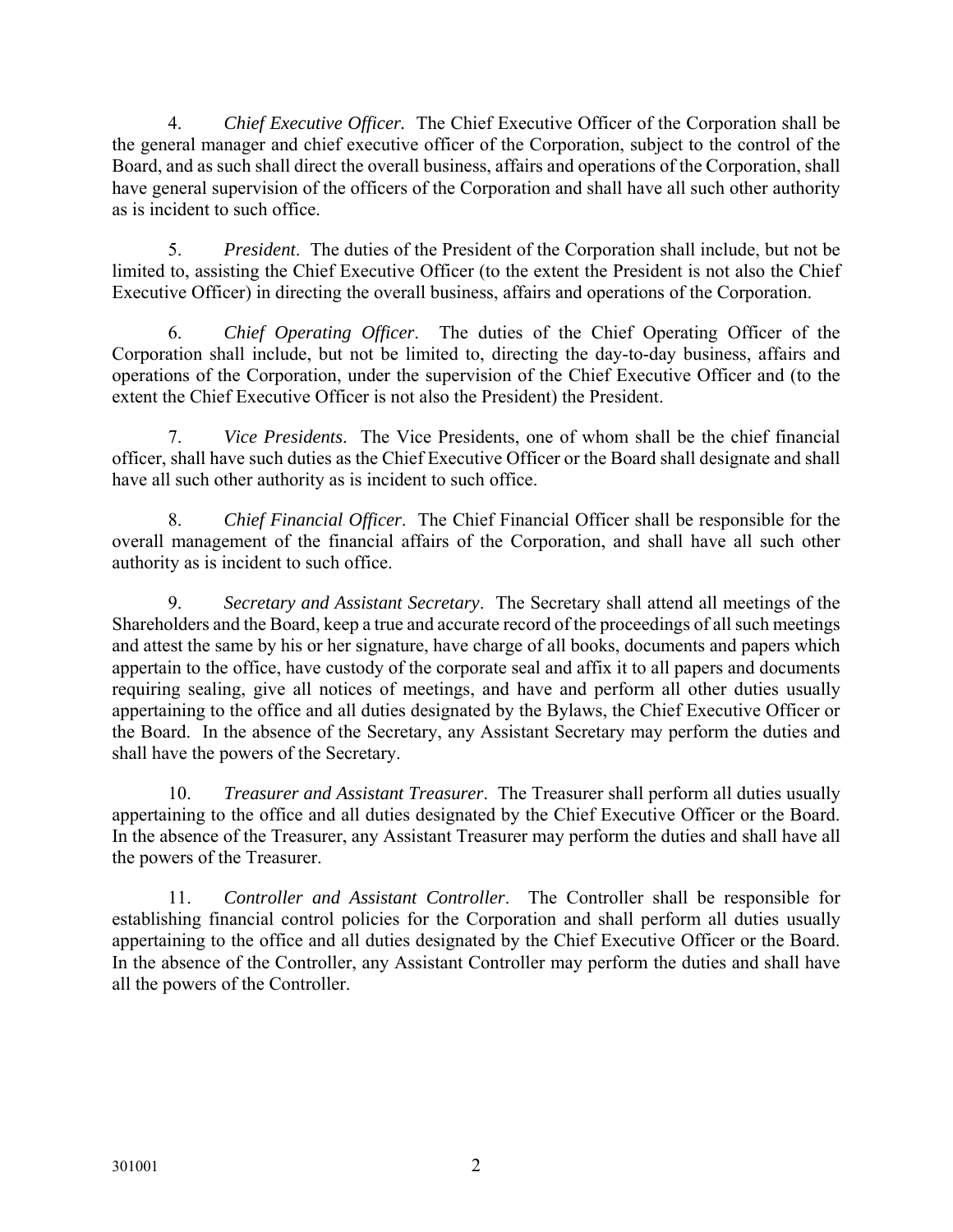4. *Chief Executive Officer.* The Chief Executive Officer of the Corporation shall be the general manager and chief executive officer of the Corporation, subject to the control of the Board, and as such shall direct the overall business, affairs and operations of the Corporation, shall have general supervision of the officers of the Corporation and shall have all such other authority as is incident to such office.

5. *President*. The duties of the President of the Corporation shall include, but not be limited to, assisting the Chief Executive Officer (to the extent the President is not also the Chief Executive Officer) in directing the overall business, affairs and operations of the Corporation.

6. *Chief Operating Officer*. The duties of the Chief Operating Officer of the Corporation shall include, but not be limited to, directing the day-to-day business, affairs and operations of the Corporation, under the supervision of the Chief Executive Officer and (to the extent the Chief Executive Officer is not also the President) the President.

7. *Vice Presidents*. The Vice Presidents, one of whom shall be the chief financial officer, shall have such duties as the Chief Executive Officer or the Board shall designate and shall have all such other authority as is incident to such office.

8. *Chief Financial Officer*. The Chief Financial Officer shall be responsible for the overall management of the financial affairs of the Corporation, and shall have all such other authority as is incident to such office.

9. *Secretary and Assistant Secretary*. The Secretary shall attend all meetings of the Shareholders and the Board, keep a true and accurate record of the proceedings of all such meetings and attest the same by his or her signature, have charge of all books, documents and papers which appertain to the office, have custody of the corporate seal and affix it to all papers and documents requiring sealing, give all notices of meetings, and have and perform all other duties usually appertaining to the office and all duties designated by the Bylaws, the Chief Executive Officer or the Board. In the absence of the Secretary, any Assistant Secretary may perform the duties and shall have the powers of the Secretary.

10. *Treasurer and Assistant Treasurer*. The Treasurer shall perform all duties usually appertaining to the office and all duties designated by the Chief Executive Officer or the Board. In the absence of the Treasurer, any Assistant Treasurer may perform the duties and shall have all the powers of the Treasurer.

11. *Controller and Assistant Controller*. The Controller shall be responsible for establishing financial control policies for the Corporation and shall perform all duties usually appertaining to the office and all duties designated by the Chief Executive Officer or the Board. In the absence of the Controller, any Assistant Controller may perform the duties and shall have all the powers of the Controller.

301001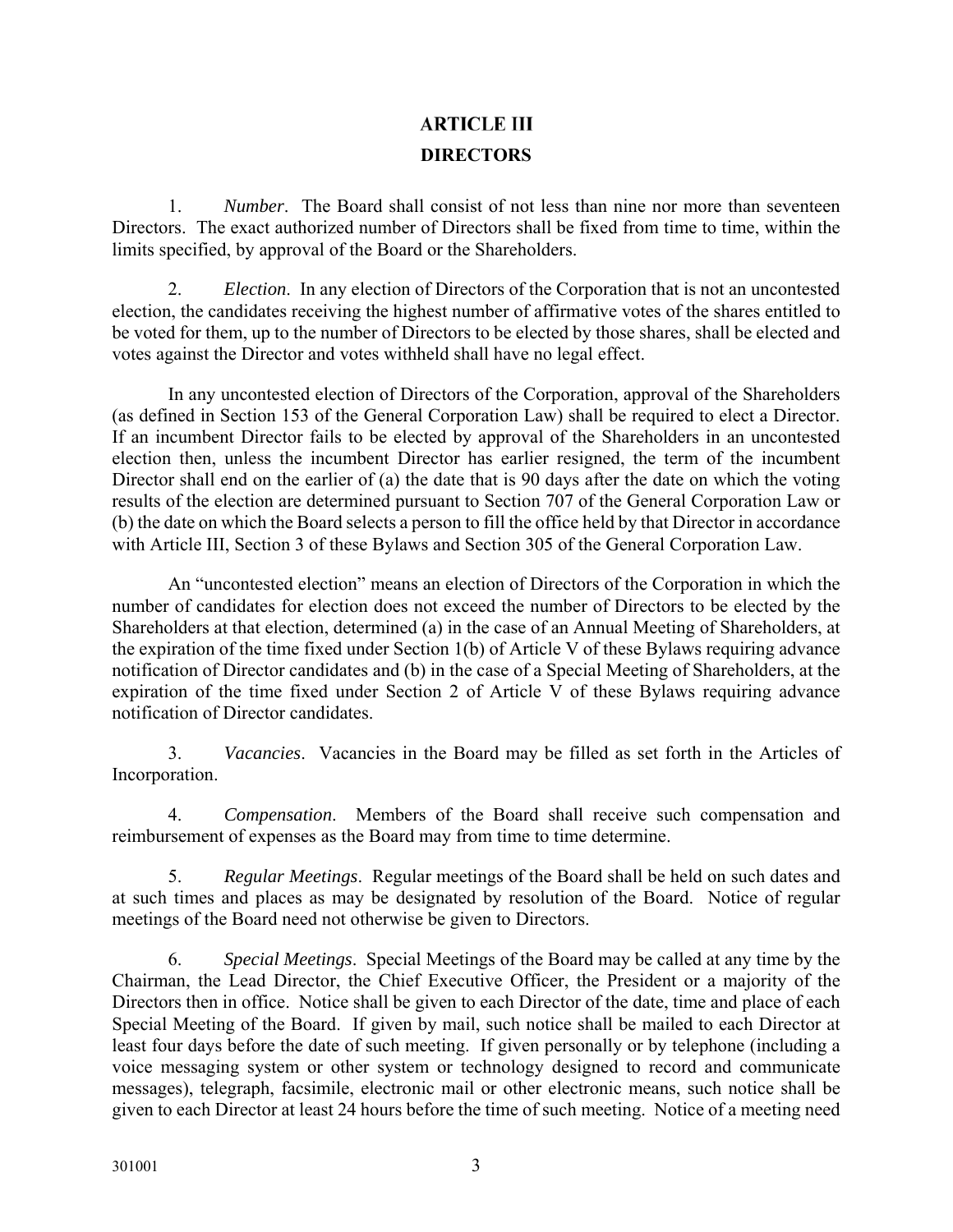# ARTICLE III

## DIRECTORS

1. *Number*. The Board shall consist of not less than nine nor more than seventeen Directors. The exact authorized number of Directors shall be fixed from time to time, within the limits specified, by approval of the Board or the Shareholders.

2. *Election*. In any election of Directors of the Corporation that is not an uncontested election, the candidates receiving the highest number of affirmative votes of the shares entitled to be voted for them, up to the number of Directors to be elected by those shares, shall be elected and votes against the Director and votes withheld shall have no legal effect.

In any uncontested election of Directors of the Corporation, approval of the Shareholders (as defined in Section 153 of the General Corporation Law) shall be required to elect a Director. If an incumbent Director fails to be elected by approval of the Shareholders in an uncontested election then, unless the incumbent Director has earlier resigned, the term of the incumbent Director shall end on the earlier of (a) the date that is 90 days after the date on which the voting results of the election are determined pursuant to Section 707 of the General Corporation Law or (b) the date on which the Board selects a person to fill the office held by that Director in accordance with Article III, Section 3 of these Bylaws and Section 305 of the General Corporation Law.

An "uncontested election" means an election of Directors of the Corporation in which the number of candidates for election does not exceed the number of Directors to be elected by the Shareholders at that election, determined (a) in the case of an Annual Meeting of Shareholders, at the expiration of the time fixed under Section 1(b) of Article V of these Bylaws requiring advance notification of Director candidates and (b) in the case of a Special Meeting of Shareholders, at the expiration of the time fixed under Section 2 of Article V of these Bylaws requiring advance notification of Director candidates.

3. *Vacancies*. Vacancies in the Board may be filled as set forth in the Articles of Incorporation.

4. *Compensation*. Members of the Board shall receive such compensation and reimbursement of expenses as the Board may from time to time determine.

5. *Regular Meetings*. Regular meetings of the Board shall be held on such dates and at such times and places as may be designated by resolution of the Board. Notice of regular meetings of the Board need not otherwise be given to Directors.

6. *Special Meetings*. Special Meetings of the Board may be called at any time by the Chairman, the Lead Director, the Chief Executive Officer, the President or a majority of the Directors then in office. Notice shall be given to each Director of the date, time and place of each Special Meeting of the Board. If given by mail, such notice shall be mailed to each Director at least four days before the date of such meeting. If given personally or by telephone (including a voice messaging system or other system or technology designed to record and communicate messages), telegraph, facsimile, electronic mail or other electronic means, such notice shall be given to each Director at least 24 hours before the time of such meeting. Notice of a meeting need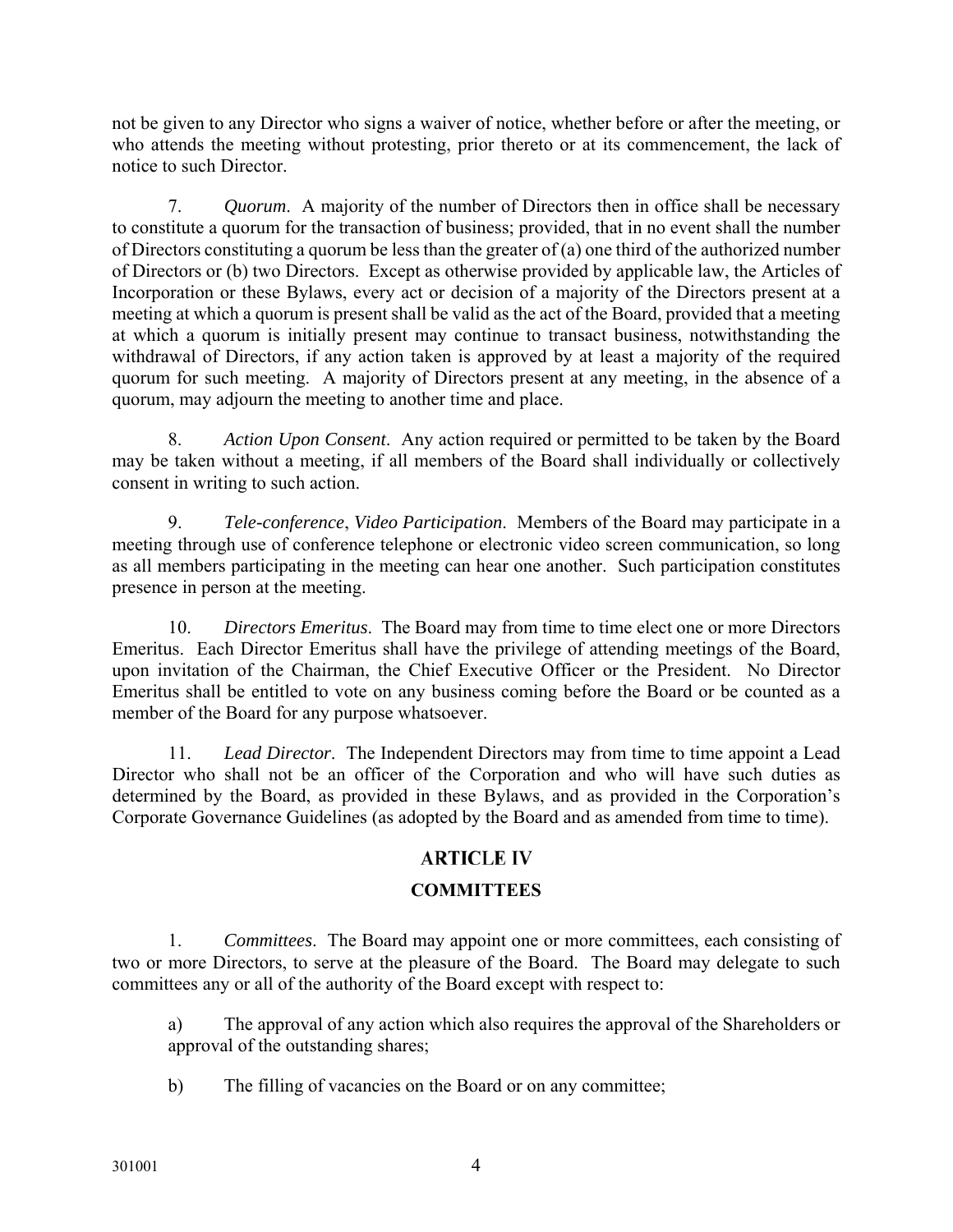not be given to any Director who signs a waiver of notice, whether before or after the meeting, or who attends the meeting without protesting, prior thereto or at its commencement, the lack of notice to such Director.

7. *Quorum*. A majority of the number of Directors then in office shall be necessary to constitute a quorum for the transaction of business; provided, that in no event shall the number of Directors constituting a quorum be less than the greater of (a) one third of the authorized number of Directors or (b) two Directors. Except as otherwise provided by applicable law, the Articles of Incorporation or these Bylaws, every act or decision of a majority of the Directors present at a meeting at which a quorum is present shall be valid as the act of the Board, provided that a meeting at which a quorum is initially present may continue to transact business, notwithstanding the withdrawal of Directors, if any action taken is approved by at least a majority of the required quorum for such meeting. A majority of Directors present at any meeting, in the absence of a quorum, may adjourn the meeting to another time and place.

8. *Action Upon Consent*. Any action required or permitted to be taken by the Board may be taken without a meeting, if all members of the Board shall individually or collectively consent in writing to such action.

9. *Tele-conference*, *Video Participation*. Members of the Board may participate in a meeting through use of conference telephone or electronic video screen communication, so long as all members participating in the meeting can hear one another. Such participation constitutes presence in person at the meeting.

10. *Directors Emeritus*. The Board may from time to time elect one or more Directors Emeritus. Each Director Emeritus shall have the privilege of attending meetings of the Board, upon invitation of the Chairman, the Chief Executive Officer or the President. No Director Emeritus shall be entitled to vote on any business coming before the Board or be counted as a member of the Board for any purpose whatsoever.

11. *Lead Director*. The Independent Directors may from time to time appoint a Lead Director who shall not be an officer of the Corporation and who will have such duties as determined by the Board, as provided in these Bylaws, and as provided in the Corporation's Corporate Governance Guidelines (as adopted by the Board and as amended from time to time).

## ARTICLE IV

## COMMITTEES

1. *Committees*. The Board may appoint one or more committees, each consisting of two or more Directors, to serve at the pleasure of the Board. The Board may delegate to such committees any or all of the authority of the Board except with respect to:

a) The approval of any action which also requires the approval of the Shareholders or approval of the outstanding shares;

b) The filling of vacancies on the Board or on any committee;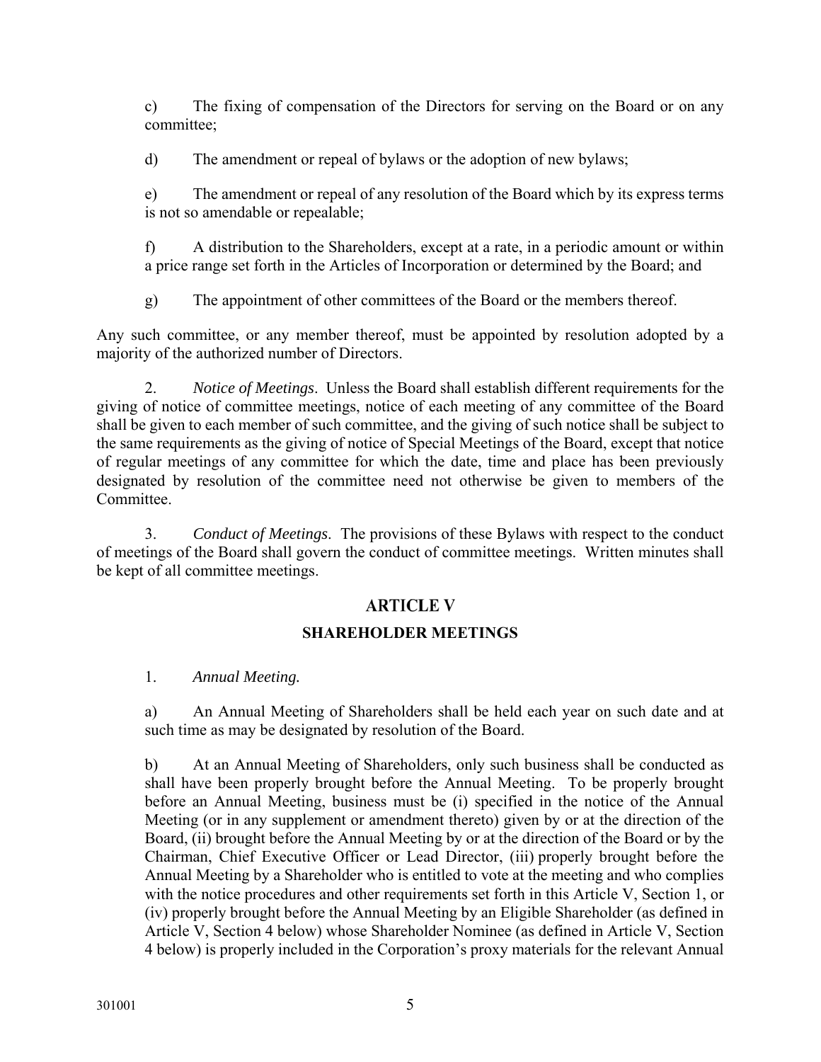c) The fixing of compensation of the Directors for serving on the Board or on any committee;

d) The amendment or repeal of bylaws or the adoption of new bylaws;

e) The amendment or repeal of any resolution of the Board which by its express terms is not so amendable or repealable;

f) A distribution to the Shareholders, except at a rate, in a periodic amount or within a price range set forth in the Articles of Incorporation or determined by the Board; and

g) The appointment of other committees of the Board or the members thereof.

Any such committee, or any member thereof, must be appointed by resolution adopted by a majority of the authorized number of Directors.

2. *Notice of Meetings*. Unless the Board shall establish different requirements for the giving of notice of committee meetings, notice of each meeting of any committee of the Board shall be given to each member of such committee, and the giving of such notice shall be subject to the same requirements as the giving of notice of Special Meetings of the Board, except that notice of regular meetings of any committee for which the date, time and place has been previously designated by resolution of the committee need not otherwise be given to members of the Committee.

3. *Conduct of Meetings*. The provisions of these Bylaws with respect to the conduct of meetings of the Board shall govern the conduct of committee meetings. Written minutes shall be kept of all committee meetings.

## ARTICLE V

## SHAREHOLDER MEETINGS

1. *Annual Meeting.*

a) An Annual Meeting of Shareholders shall be held each year on such date and at such time as may be designated by resolution of the Board.

b) At an Annual Meeting of Shareholders, only such business shall be conducted as shall have been properly brought before the Annual Meeting. To be properly brought before an Annual Meeting, business must be (i) specified in the notice of the Annual Meeting (or in any supplement or amendment thereto) given by or at the direction of the Board, (ii) brought before the Annual Meeting by or at the direction of the Board or by the Chairman, Chief Executive Officer or Lead Director, (iii) properly brought before the Annual Meeting by a Shareholder who is entitled to vote at the meeting and who complies with the notice procedures and other requirements set forth in this Article V, Section 1, or (iv) properly brought before the Annual Meeting by an Eligible Shareholder (as defined in Article V, Section 4 below) whose Shareholder Nominee (as defined in Article V, Section 4 below) is properly included in the Corporation's proxy materials for the relevant Annual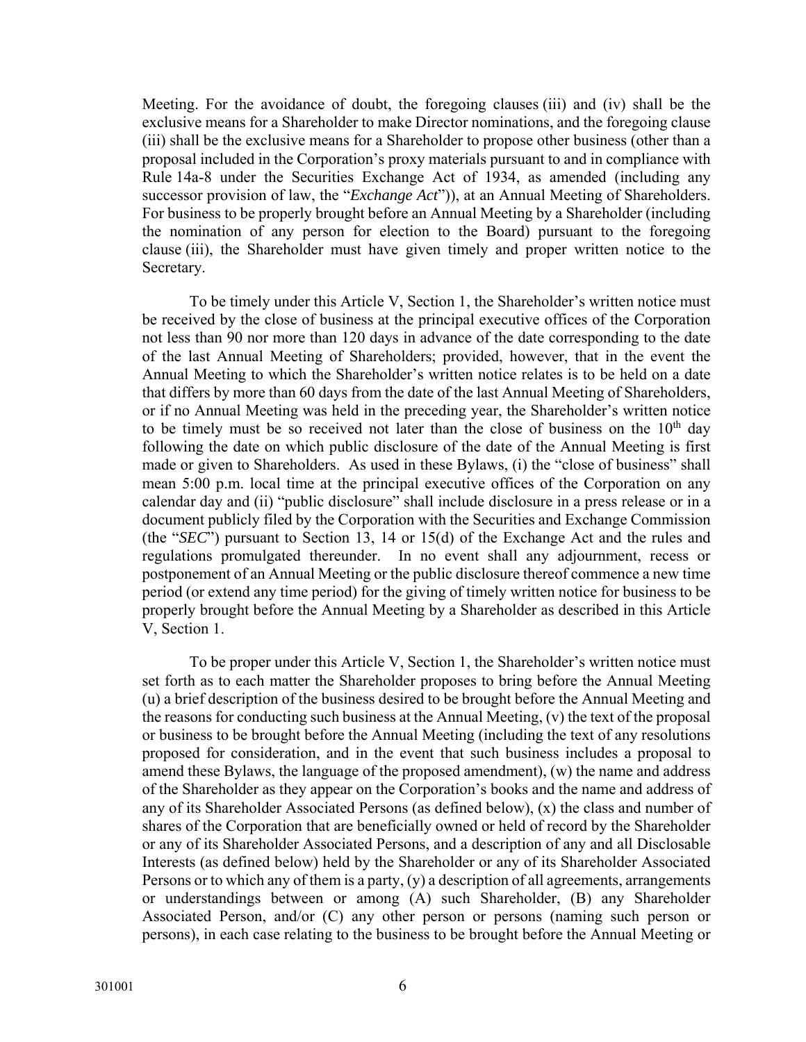Meeting. For the avoidance of doubt, the foregoing clauses (iii) and (iv) shall be the exclusive means for a Shareholder to make Director nominations, and the foregoing clause (iii) shall be the exclusive means for a Shareholder to propose other business (other than a proposal included in the Corporation's proxy materials pursuant to and in compliance with Rule 14a-8 under the Securities Exchange Act of 1934, as amended (including any successor provision of law, the "*Exchange Act*")), at an Annual Meeting of Shareholders. For business to be properly brought before an Annual Meeting by a Shareholder (including the nomination of any person for election to the Board) pursuant to the foregoing clause (iii), the Shareholder must have given timely and proper written notice to the Secretary.

To be timely under this Article V, Section 1, the Shareholder's written notice must be received by the close of business at the principal executive offices of the Corporation not less than 90 nor more than 120 days in advance of the date corresponding to the date of the last Annual Meeting of Shareholders; provided, however, that in the event the Annual Meeting to which the Shareholder's written notice relates is to be held on a date that differs by more than 60 days from the date of the last Annual Meeting of Shareholders, or if no Annual Meeting was held in the preceding year, the Shareholder's written notice to be timely must be so received not later than the close of business on the 10th day following the date on which public disclosure of the date of the Annual Meeting is first made or given to Shareholders. As used in these Bylaws, (i) the "close of business" shall mean 5:00 p.m. local time at the principal executive offices of the Corporation on any calendar day and (ii) "public disclosure" shall include disclosure in a press release or in a document publicly filed by the Corporation with the Securities and Exchange Commission (the "*SEC*") pursuant to Section 13, 14 or 15(d) of the Exchange Act and the rules and regulations promulgated thereunder. In no event shall any adjournment, recess or postponement of an Annual Meeting or the public disclosure thereof commence a new time period (or extend any time period) for the giving of timely written notice for business to be properly brought before the Annual Meeting by a Shareholder as described in this Article V, Section 1.

To be proper under this Article V, Section 1, the Shareholder's written notice must set forth as to each matter the Shareholder proposes to bring before the Annual Meeting (u) a brief description of the business desired to be brought before the Annual Meeting and the reasons for conducting such business at the Annual Meeting, (v) the text of the proposal or business to be brought before the Annual Meeting (including the text of any resolutions proposed for consideration, and in the event that such business includes a proposal to amend these Bylaws, the language of the proposed amendment), (w) the name and address of the Shareholder as they appear on the Corporation's books and the name and address of any of its Shareholder Associated Persons (as defined below), (x) the class and number of shares of the Corporation that are beneficially owned or held of record by the Shareholder or any of its Shareholder Associated Persons, and a description of any and all Disclosable Interests (as defined below) held by the Shareholder or any of its Shareholder Associated Persons or to which any of them is a party, (y) a description of all agreements, arrangements or understandings between or among (A) such Shareholder, (B) any Shareholder Associated Person, and/or (C) any other person or persons (naming such person or persons), in each case relating to the business to be brought before the Annual Meeting or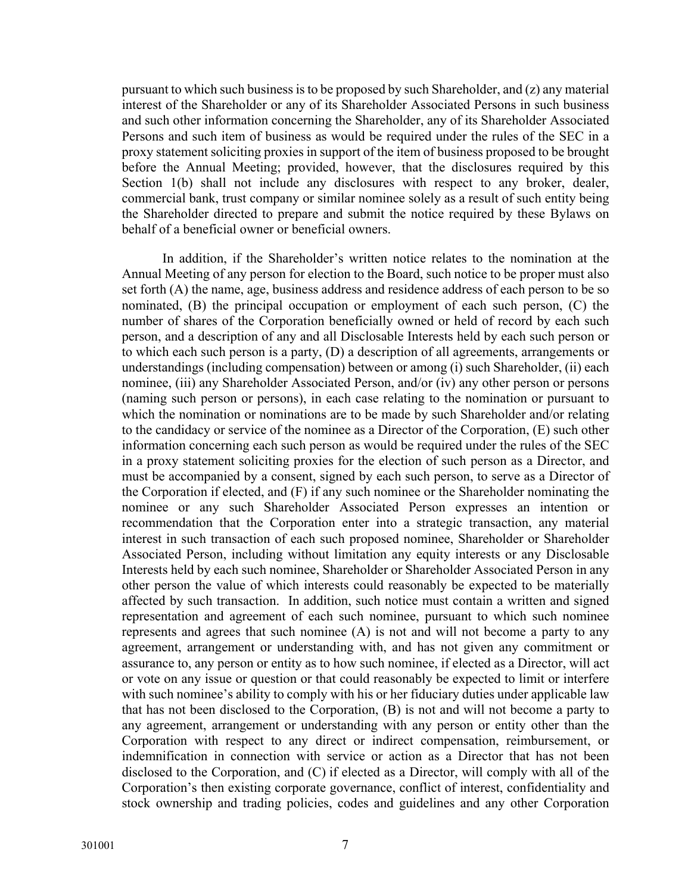pursuant to which such business is to be proposed by such Shareholder, and (z) any material interest of the Shareholder or any of its Shareholder Associated Persons in such business and such other information concerning the Shareholder, any of its Shareholder Associated Persons and such item of business as would be required under the rules of the SEC in a proxy statement soliciting proxies in support of the item of business proposed to be brought before the Annual Meeting; provided, however, that the disclosures required by this Section 1(b) shall not include any disclosures with respect to any broker, dealer, commercial bank, trust company or similar nominee solely as a result of such entity being the Shareholder directed to prepare and submit the notice required by these Bylaws on behalf of a beneficial owner or beneficial owners.

In addition, if the Shareholder's written notice relates to the nomination at the Annual Meeting of any person for election to the Board, such notice to be proper must also set forth (A) the name, age, business address and residence address of each person to be so nominated, (B) the principal occupation or employment of each such person, (C) the number of shares of the Corporation beneficially owned or held of record by each such person, and a description of any and all Disclosable Interests held by each such person or to which each such person is a party, (D) a description of all agreements, arrangements or understandings (including compensation) between or among (i) such Shareholder, (ii) each nominee, (iii) any Shareholder Associated Person, and/or (iv) any other person or persons (naming such person or persons), in each case relating to the nomination or pursuant to which the nomination or nominations are to be made by such Shareholder and/or relating to the candidacy or service of the nominee as a Director of the Corporation, (E) such other information concerning each such person as would be required under the rules of the SEC in a proxy statement soliciting proxies for the election of such person as a Director, and must be accompanied by a consent, signed by each such person, to serve as a Director of the Corporation if elected, and (F) if any such nominee or the Shareholder nominating the nominee or any such Shareholder Associated Person expresses an intention or recommendation that the Corporation enter into a strategic transaction, any material interest in such transaction of each such proposed nominee, Shareholder or Shareholder Associated Person, including without limitation any equity interests or any Disclosable Interests held by each such nominee, Shareholder or Shareholder Associated Person in any other person the value of which interests could reasonably be expected to be materially affected by such transaction. In addition, such notice must contain a written and signed representation and agreement of each such nominee, pursuant to which such nominee represents and agrees that such nominee (A) is not and will not become a party to any agreement, arrangement or understanding with, and has not given any commitment or assurance to, any person or entity as to how such nominee, if elected as a Director, will act or vote on any issue or question or that could reasonably be expected to limit or interfere with such nominee's ability to comply with his or her fiduciary duties under applicable law that has not been disclosed to the Corporation, (B) is not and will not become a party to any agreement, arrangement or understanding with any person or entity other than the Corporation with respect to any direct or indirect compensation, reimbursement, or indemnification in connection with service or action as a Director that has not been disclosed to the Corporation, and (C) if elected as a Director, will comply with all of the Corporation's then existing corporate governance, conflict of interest, confidentiality and stock ownership and trading policies, codes and guidelines and any other Corporation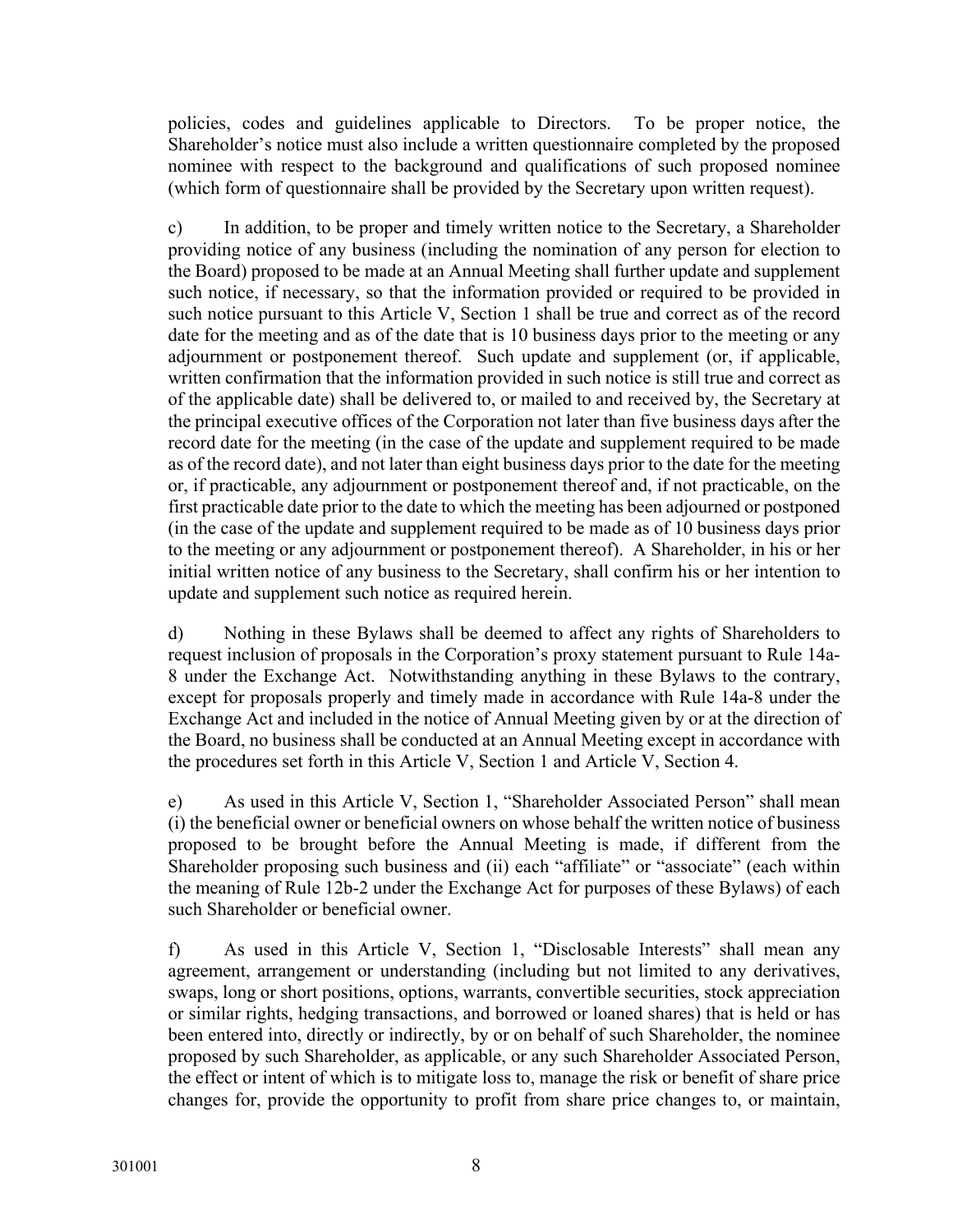policies, codes and guidelines applicable to Directors. To be proper notice, the Shareholder's notice must also include a written questionnaire completed by the proposed nominee with respect to the background and qualifications of such proposed nominee (which form of questionnaire shall be provided by the Secretary upon written request).

c) In addition, to be proper and timely written notice to the Secretary, a Shareholder providing notice of any business (including the nomination of any person for election to the Board) proposed to be made at an Annual Meeting shall further update and supplement such notice, if necessary, so that the information provided or required to be provided in such notice pursuant to this Article V, Section 1 shall be true and correct as of the record date for the meeting and as of the date that is 10 business days prior to the meeting or any adjournment or postponement thereof. Such update and supplement (or, if applicable, written confirmation that the information provided in such notice is still true and correct as of the applicable date) shall be delivered to, or mailed to and received by, the Secretary at the principal executive offices of the Corporation not later than five business days after the record date for the meeting (in the case of the update and supplement required to be made as of the record date), and not later than eight business days prior to the date for the meeting or, if practicable, any adjournment or postponement thereof and, if not practicable, on the first practicable date prior to the date to which the meeting has been adjourned or postponed (in the case of the update and supplement required to be made as of 10 business days prior to the meeting or any adjournment or postponement thereof). A Shareholder, in his or her initial written notice of any business to the Secretary, shall confirm his or her intention to update and supplement such notice as required herein.

d) Nothing in these Bylaws shall be deemed to affect any rights of Shareholders to request inclusion of proposals in the Corporation's proxy statement pursuant to Rule 14a-8 under the Exchange Act. Notwithstanding anything in these Bylaws to the contrary, except for proposals properly and timely made in accordance with Rule 14a-8 under the Exchange Act and included in the notice of Annual Meeting given by or at the direction of the Board, no business shall be conducted at an Annual Meeting except in accordance with the procedures set forth in this Article V, Section 1 and Article V, Section 4.

e) As used in this Article V, Section 1, "Shareholder Associated Person" shall mean (i) the beneficial owner or beneficial owners on whose behalf the written notice of business proposed to be brought before the Annual Meeting is made, if different from the Shareholder proposing such business and (ii) each "affiliate" or "associate" (each within the meaning of Rule 12b-2 under the Exchange Act for purposes of these Bylaws) of each such Shareholder or beneficial owner.

f) As used in this Article V, Section 1, "Disclosable Interests" shall mean any agreement, arrangement or understanding (including but not limited to any derivatives, swaps, long or short positions, options, warrants, convertible securities, stock appreciation or similar rights, hedging transactions, and borrowed or loaned shares) that is held or has been entered into, directly or indirectly, by or on behalf of such Shareholder, the nominee proposed by such Shareholder, as applicable, or any such Shareholder Associated Person, the effect or intent of which is to mitigate loss to, manage the risk or benefit of share price changes for, provide the opportunity to profit from share price changes to, or maintain,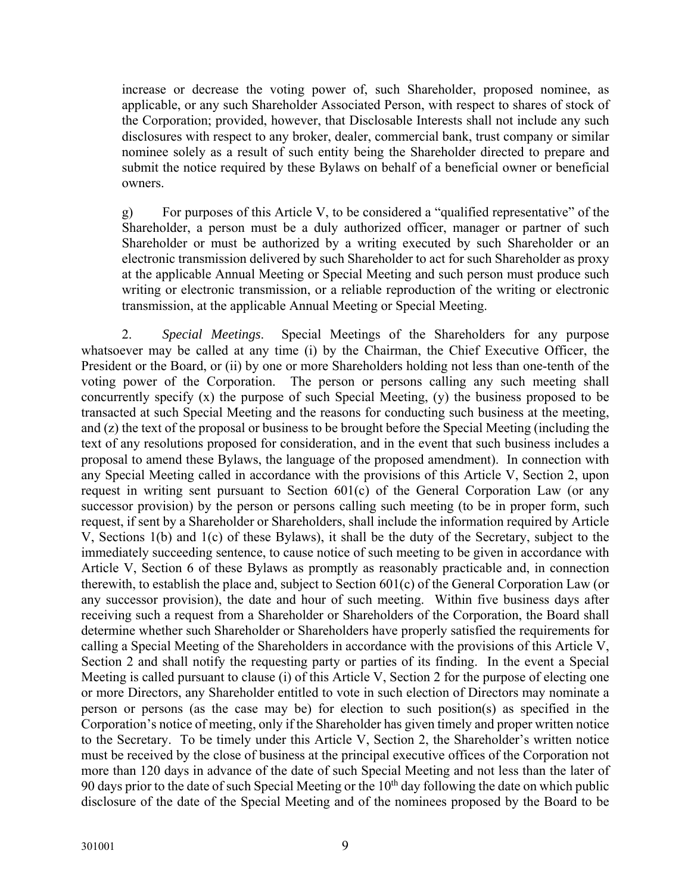increase or decrease the voting power of, such Shareholder, proposed nominee, as applicable, or any such Shareholder Associated Person, with respect to shares of stock of the Corporation; provided, however, that Disclosable Interests shall not include any such disclosures with respect to any broker, dealer, commercial bank, trust company or similar nominee solely as a result of such entity being the Shareholder directed to prepare and submit the notice required by these Bylaws on behalf of a beneficial owner or beneficial owners.

g) For purposes of this Article V, to be considered a "qualified representative" of the Shareholder, a person must be a duly authorized officer, manager or partner of such Shareholder or must be authorized by a writing executed by such Shareholder or an electronic transmission delivered by such Shareholder to act for such Shareholder as proxy at the applicable Annual Meeting or Special Meeting and such person must produce such writing or electronic transmission, or a reliable reproduction of the writing or electronic transmission, at the applicable Annual Meeting or Special Meeting.

2. *Special Meetings*. Special Meetings of the Shareholders for any purpose whatsoever may be called at any time (i) by the Chairman, the Chief Executive Officer, the President or the Board, or (ii) by one or more Shareholders holding not less than one-tenth of the voting power of the Corporation. The person or persons calling any such meeting shall concurrently specify (x) the purpose of such Special Meeting, (y) the business proposed to be transacted at such Special Meeting and the reasons for conducting such business at the meeting, and (z) the text of the proposal or business to be brought before the Special Meeting (including the text of any resolutions proposed for consideration, and in the event that such business includes a proposal to amend these Bylaws, the language of the proposed amendment). In connection with any Special Meeting called in accordance with the provisions of this Article V, Section 2, upon request in writing sent pursuant to Section 601(c) of the General Corporation Law (or any successor provision) by the person or persons calling such meeting (to be in proper form, such request, if sent by a Shareholder or Shareholders, shall include the information required by Article V, Sections 1(b) and 1(c) of these Bylaws), it shall be the duty of the Secretary, subject to the immediately succeeding sentence, to cause notice of such meeting to be given in accordance with Article V, Section 6 of these Bylaws as promptly as reasonably practicable and, in connection therewith, to establish the place and, subject to Section 601(c) of the General Corporation Law (or any successor provision), the date and hour of such meeting. Within five business days after receiving such a request from a Shareholder or Shareholders of the Corporation, the Board shall determine whether such Shareholder or Shareholders have properly satisfied the requirements for calling a Special Meeting of the Shareholders in accordance with the provisions of this Article V, Section 2 and shall notify the requesting party or parties of its finding. In the event a Special Meeting is called pursuant to clause (i) of this Article V, Section 2 for the purpose of electing one or more Directors, any Shareholder entitled to vote in such election of Directors may nominate a person or persons (as the case may be) for election to such position(s) as specified in the Corporation's notice of meeting, only if the Shareholder has given timely and proper written notice to the Secretary. To be timely under this Article V, Section 2, the Shareholder's written notice must be received by the close of business at the principal executive offices of the Corporation not more than 120 days in advance of the date of such Special Meeting and not less than the later of 90 days prior to the date of such Special Meeting or the 10th day following the date on which public disclosure of the date of the Special Meeting and of the nominees proposed by the Board to be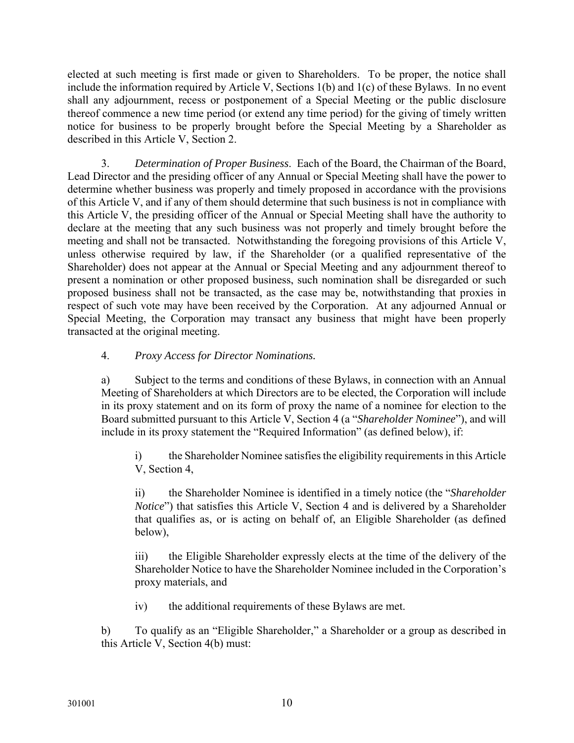elected at such meeting is first made or given to Shareholders. To be proper, the notice shall include the information required by Article V, Sections 1(b) and 1(c) of these Bylaws. In no event shall any adjournment, recess or postponement of a Special Meeting or the public disclosure thereof commence a new time period (or extend any time period) for the giving of timely written notice for business to be properly brought before the Special Meeting by a Shareholder as described in this Article V, Section 2.

3. *Determination of Proper Business*. Each of the Board, the Chairman of the Board, Lead Director and the presiding officer of any Annual or Special Meeting shall have the power to determine whether business was properly and timely proposed in accordance with the provisions of this Article V, and if any of them should determine that such business is not in compliance with this Article V, the presiding officer of the Annual or Special Meeting shall have the authority to declare at the meeting that any such business was not properly and timely brought before the meeting and shall not be transacted. Notwithstanding the foregoing provisions of this Article V, unless otherwise required by law, if the Shareholder (or a qualified representative of the Shareholder) does not appear at the Annual or Special Meeting and any adjournment thereof to present a nomination or other proposed business, such nomination shall be disregarded or such proposed business shall not be transacted, as the case may be, notwithstanding that proxies in respect of such vote may have been received by the Corporation. At any adjourned Annual or Special Meeting, the Corporation may transact any business that might have been properly transacted at the original meeting.

4. *Proxy Access for Director Nominations.*

a) Subject to the terms and conditions of these Bylaws, in connection with an Annual Meeting of Shareholders at which Directors are to be elected, the Corporation will include in its proxy statement and on its form of proxy the name of a nominee for election to the Board submitted pursuant to this Article V, Section 4 (a "*Shareholder Nominee*"), and will include in its proxy statement the "Required Information" (as defined below), if:

i) the Shareholder Nominee satisfies the eligibility requirements in this Article V, Section 4,

ii) the Shareholder Nominee is identified in a timely notice (the "*Shareholder Notice*") that satisfies this Article V, Section 4 and is delivered by a Shareholder that qualifies as, or is acting on behalf of, an Eligible Shareholder (as defined below),

iii) the Eligible Shareholder expressly elects at the time of the delivery of the Shareholder Notice to have the Shareholder Nominee included in the Corporation's proxy materials, and

iv) the additional requirements of these Bylaws are met.

b) To qualify as an "Eligible Shareholder," a Shareholder or a group as described in this Article V, Section 4(b) must: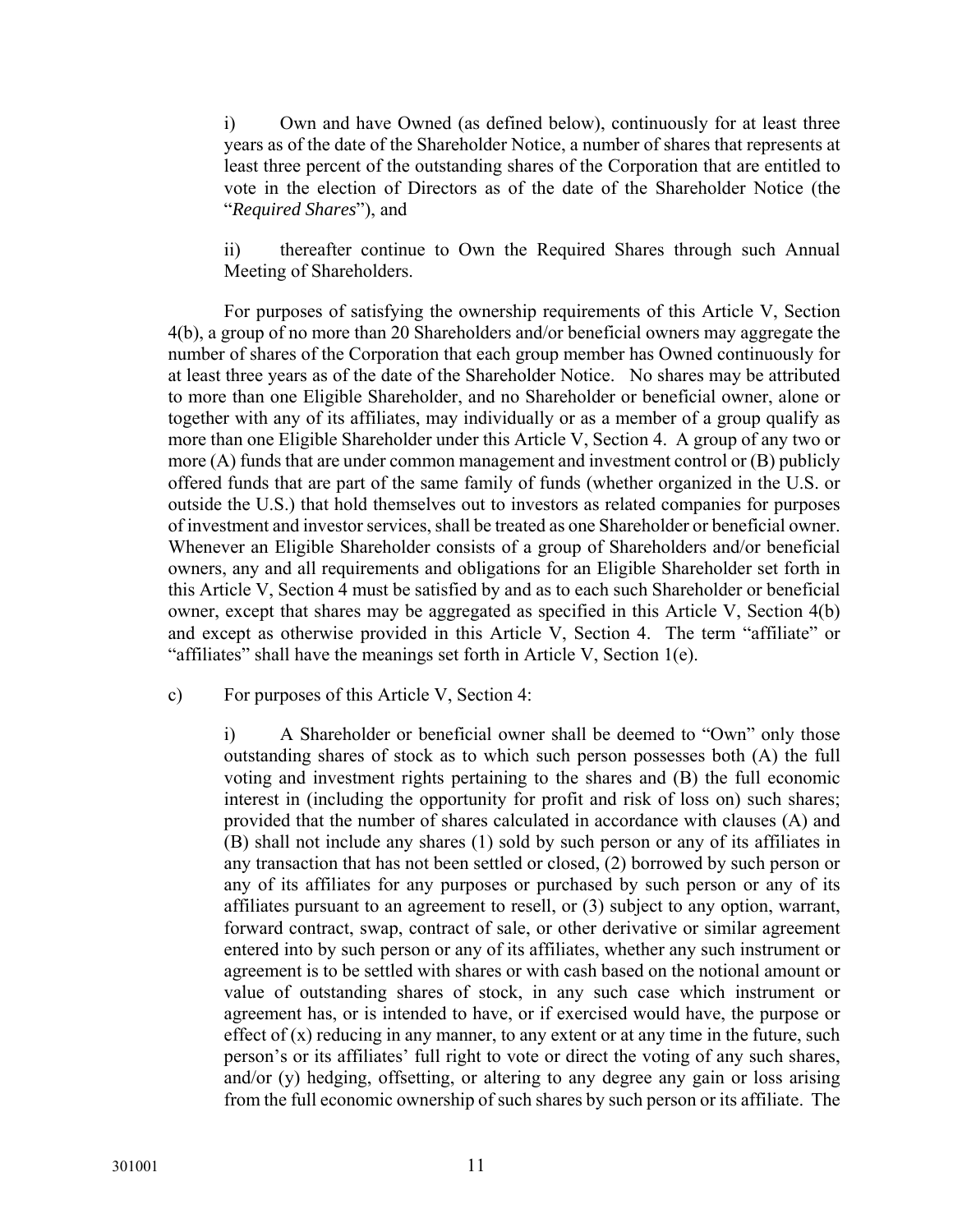i) Own and have Owned (as defined below), continuously for at least three years as of the date of the Shareholder Notice, a number of shares that represents at least three percent of the outstanding shares of the Corporation that are entitled to vote in the election of Directors as of the date of the Shareholder Notice (the "*Required Shares*"), and

ii) thereafter continue to Own the Required Shares through such Annual Meeting of Shareholders.

For purposes of satisfying the ownership requirements of this Article V, Section 4(b), a group of no more than 20 Shareholders and/or beneficial owners may aggregate the number of shares of the Corporation that each group member has Owned continuously for at least three years as of the date of the Shareholder Notice. No shares may be attributed to more than one Eligible Shareholder, and no Shareholder or beneficial owner, alone or together with any of its affiliates, may individually or as a member of a group qualify as more than one Eligible Shareholder under this Article V, Section 4. A group of any two or more (A) funds that are under common management and investment control or (B) publicly offered funds that are part of the same family of funds (whether organized in the U.S. or outside the U.S.) that hold themselves out to investors as related companies for purposes of investment and investor services, shall be treated as one Shareholder or beneficial owner. Whenever an Eligible Shareholder consists of a group of Shareholders and/or beneficial owners, any and all requirements and obligations for an Eligible Shareholder set forth in this Article V, Section 4 must be satisfied by and as to each such Shareholder or beneficial owner, except that shares may be aggregated as specified in this Article V, Section 4(b) and except as otherwise provided in this Article V, Section 4. The term "affiliate" or "affiliates" shall have the meanings set forth in Article V, Section 1(e).

c) For purposes of this Article V, Section 4:

i) A Shareholder or beneficial owner shall be deemed to "Own" only those outstanding shares of stock as to which such person possesses both (A) the full voting and investment rights pertaining to the shares and (B) the full economic interest in (including the opportunity for profit and risk of loss on) such shares; provided that the number of shares calculated in accordance with clauses (A) and (B) shall not include any shares (1) sold by such person or any of its affiliates in any transaction that has not been settled or closed, (2) borrowed by such person or any of its affiliates for any purposes or purchased by such person or any of its affiliates pursuant to an agreement to resell, or (3) subject to any option, warrant, forward contract, swap, contract of sale, or other derivative or similar agreement entered into by such person or any of its affiliates, whether any such instrument or agreement is to be settled with shares or with cash based on the notional amount or value of outstanding shares of stock, in any such case which instrument or agreement has, or is intended to have, or if exercised would have, the purpose or effect of (x) reducing in any manner, to any extent or at any time in the future, such person's or its affiliates' full right to vote or direct the voting of any such shares, and/or (y) hedging, offsetting, or altering to any degree any gain or loss arising from the full economic ownership of such shares by such person or its affiliate. The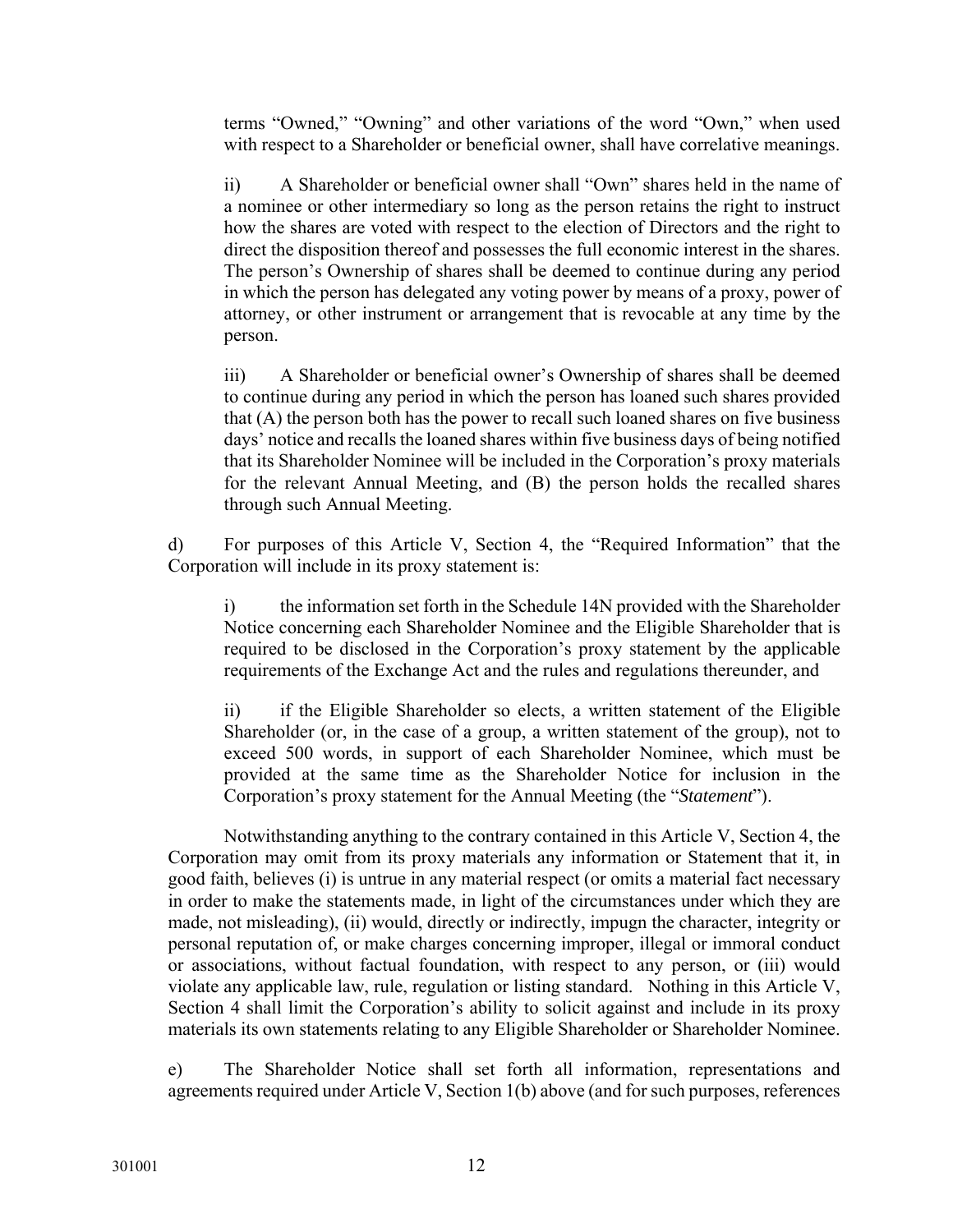terms "Owned," "Owning" and other variations of the word "Own," when used with respect to a Shareholder or beneficial owner, shall have correlative meanings.

ii) A Shareholder or beneficial owner shall "Own" shares held in the name of a nominee or other intermediary so long as the person retains the right to instruct how the shares are voted with respect to the election of Directors and the right to direct the disposition thereof and possesses the full economic interest in the shares. The person's Ownership of shares shall be deemed to continue during any period in which the person has delegated any voting power by means of a proxy, power of attorney, or other instrument or arrangement that is revocable at any time by the person.

iii) A Shareholder or beneficial owner's Ownership of shares shall be deemed to continue during any period in which the person has loaned such shares provided that (A) the person both has the power to recall such loaned shares on five business days' notice and recalls the loaned shares within five business days of being notified that its Shareholder Nominee will be included in the Corporation's proxy materials for the relevant Annual Meeting, and (B) the person holds the recalled shares through such Annual Meeting.

d) For purposes of this Article V, Section 4, the "Required Information" that the Corporation will include in its proxy statement is:

i) the information set forth in the Schedule 14N provided with the Shareholder Notice concerning each Shareholder Nominee and the Eligible Shareholder that is required to be disclosed in the Corporation's proxy statement by the applicable requirements of the Exchange Act and the rules and regulations thereunder, and

ii) if the Eligible Shareholder so elects, a written statement of the Eligible Shareholder (or, in the case of a group, a written statement of the group), not to exceed 500 words, in support of each Shareholder Nominee, which must be provided at the same time as the Shareholder Notice for inclusion in the Corporation's proxy statement for the Annual Meeting (the "*Statement*").

Notwithstanding anything to the contrary contained in this Article V, Section 4, the Corporation may omit from its proxy materials any information or Statement that it, in good faith, believes (i) is untrue in any material respect (or omits a material fact necessary in order to make the statements made, in light of the circumstances under which they are made, not misleading), (ii) would, directly or indirectly, impugn the character, integrity or personal reputation of, or make charges concerning improper, illegal or immoral conduct or associations, without factual foundation, with respect to any person, or (iii) would violate any applicable law, rule, regulation or listing standard. Nothing in this Article V, Section 4 shall limit the Corporation's ability to solicit against and include in its proxy materials its own statements relating to any Eligible Shareholder or Shareholder Nominee.

e) The Shareholder Notice shall set forth all information, representations and agreements required under Article V, Section 1(b) above (and for such purposes, references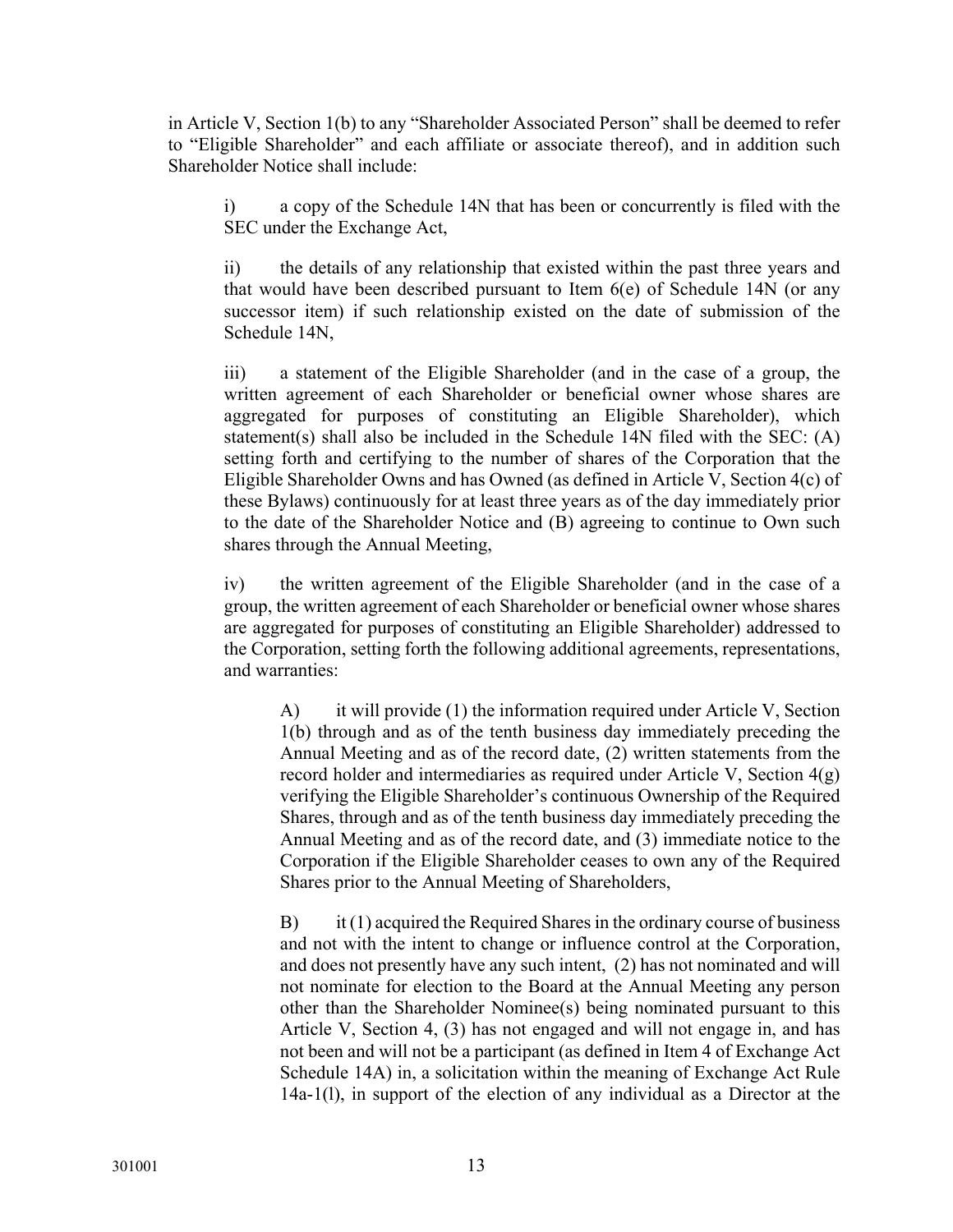in Article V, Section 1(b) to any "Shareholder Associated Person" shall be deemed to refer to "Eligible Shareholder" and each affiliate or associate thereof), and in addition such Shareholder Notice shall include:

i) a copy of the Schedule 14N that has been or concurrently is filed with the SEC under the Exchange Act,

ii) the details of any relationship that existed within the past three years and that would have been described pursuant to Item 6(e) of Schedule 14N (or any successor item) if such relationship existed on the date of submission of the Schedule 14N,

iii) a statement of the Eligible Shareholder (and in the case of a group, the written agreement of each Shareholder or beneficial owner whose shares are aggregated for purposes of constituting an Eligible Shareholder), which statement(s) shall also be included in the Schedule 14N filed with the SEC: (A) setting forth and certifying to the number of shares of the Corporation that the Eligible Shareholder Owns and has Owned (as defined in Article V, Section 4(c) of these Bylaws) continuously for at least three years as of the day immediately prior to the date of the Shareholder Notice and (B) agreeing to continue to Own such shares through the Annual Meeting,

iv) the written agreement of the Eligible Shareholder (and in the case of a group, the written agreement of each Shareholder or beneficial owner whose shares are aggregated for purposes of constituting an Eligible Shareholder) addressed to the Corporation, setting forth the following additional agreements, representations, and warranties:

A) it will provide (1) the information required under Article V, Section 1(b) through and as of the tenth business day immediately preceding the Annual Meeting and as of the record date, (2) written statements from the record holder and intermediaries as required under Article V, Section 4(g) verifying the Eligible Shareholder's continuous Ownership of the Required Shares, through and as of the tenth business day immediately preceding the Annual Meeting and as of the record date, and (3) immediate notice to the Corporation if the Eligible Shareholder ceases to own any of the Required Shares prior to the Annual Meeting of Shareholders,

B) it (1) acquired the Required Shares in the ordinary course of business and not with the intent to change or influence control at the Corporation, and does not presently have any such intent, (2) has not nominated and will not nominate for election to the Board at the Annual Meeting any person other than the Shareholder Nominee(s) being nominated pursuant to this Article V, Section 4, (3) has not engaged and will not engage in, and has not been and will not be a participant (as defined in Item 4 of Exchange Act Schedule 14A) in, a solicitation within the meaning of Exchange Act Rule 14a-1(l), in support of the election of any individual as a Director at the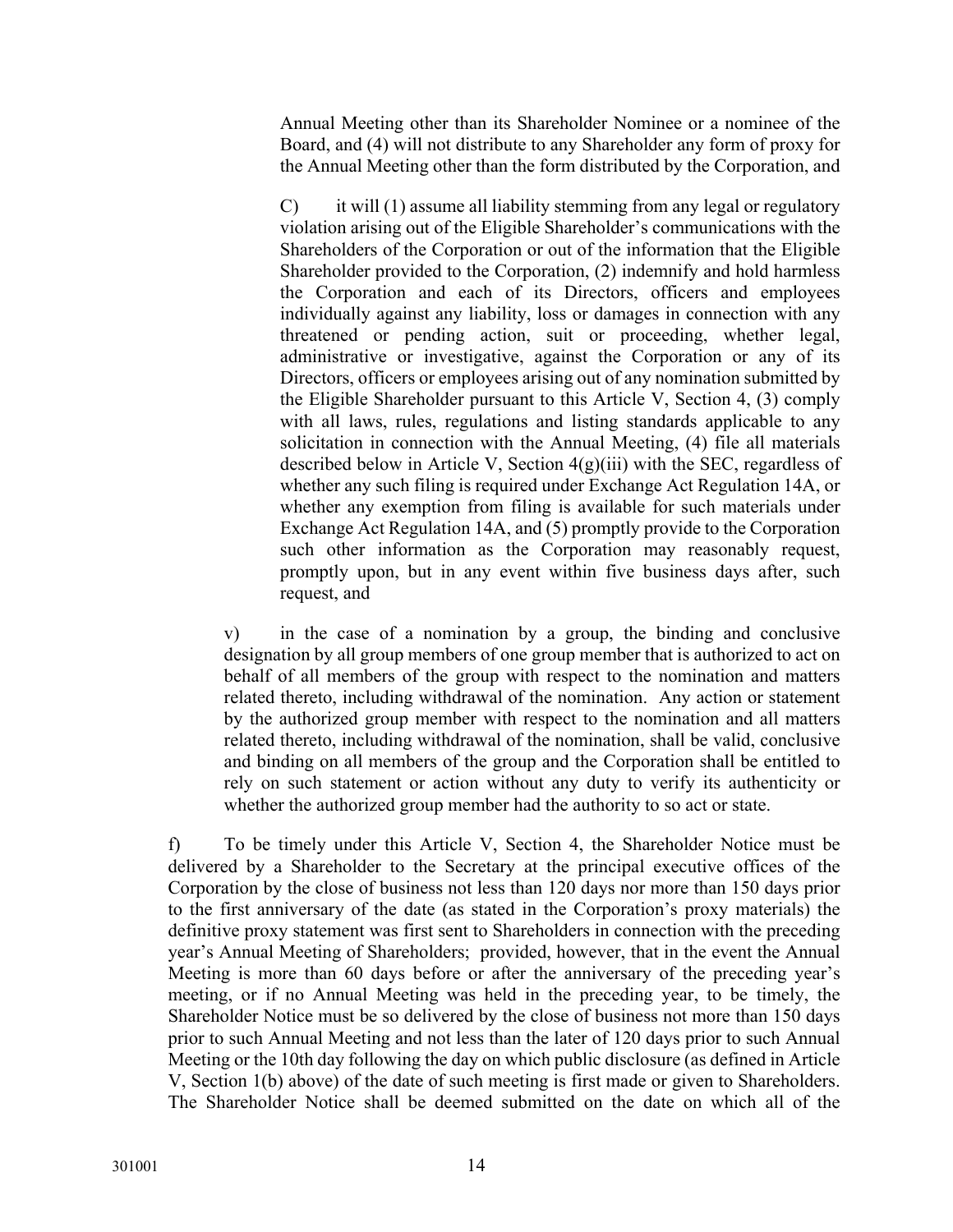Annual Meeting other than its Shareholder Nominee or a nominee of the Board, and (4) will not distribute to any Shareholder any form of proxy for the Annual Meeting other than the form distributed by the Corporation, and

C) it will (1) assume all liability stemming from any legal or regulatory violation arising out of the Eligible Shareholder's communications with the Shareholders of the Corporation or out of the information that the Eligible Shareholder provided to the Corporation, (2) indemnify and hold harmless the Corporation and each of its Directors, officers and employees individually against any liability, loss or damages in connection with any threatened or pending action, suit or proceeding, whether legal, administrative or investigative, against the Corporation or any of its Directors, officers or employees arising out of any nomination submitted by the Eligible Shareholder pursuant to this Article V, Section 4, (3) comply with all laws, rules, regulations and listing standards applicable to any solicitation in connection with the Annual Meeting, (4) file all materials described below in Article V, Section 4(g)(iii) with the SEC, regardless of whether any such filing is required under Exchange Act Regulation 14A, or whether any exemption from filing is available for such materials under Exchange Act Regulation 14A, and (5) promptly provide to the Corporation such other information as the Corporation may reasonably request, promptly upon, but in any event within five business days after, such request, and

v) in the case of a nomination by a group, the binding and conclusive designation by all group members of one group member that is authorized to act on behalf of all members of the group with respect to the nomination and matters related thereto, including withdrawal of the nomination. Any action or statement by the authorized group member with respect to the nomination and all matters related thereto, including withdrawal of the nomination, shall be valid, conclusive and binding on all members of the group and the Corporation shall be entitled to rely on such statement or action without any duty to verify its authenticity or whether the authorized group member had the authority to so act or state.

f) To be timely under this Article V, Section 4, the Shareholder Notice must be delivered by a Shareholder to the Secretary at the principal executive offices of the Corporation by the close of business not less than 120 days nor more than 150 days prior to the first anniversary of the date (as stated in the Corporation's proxy materials) the definitive proxy statement was first sent to Shareholders in connection with the preceding year's Annual Meeting of Shareholders; provided, however, that in the event the Annual Meeting is more than 60 days before or after the anniversary of the preceding year's meeting, or if no Annual Meeting was held in the preceding year, to be timely, the Shareholder Notice must be so delivered by the close of business not more than 150 days prior to such Annual Meeting and not less than the later of 120 days prior to such Annual Meeting or the 10th day following the day on which public disclosure (as defined in Article V, Section 1(b) above) of the date of such meeting is first made or given to Shareholders. The Shareholder Notice shall be deemed submitted on the date on which all of the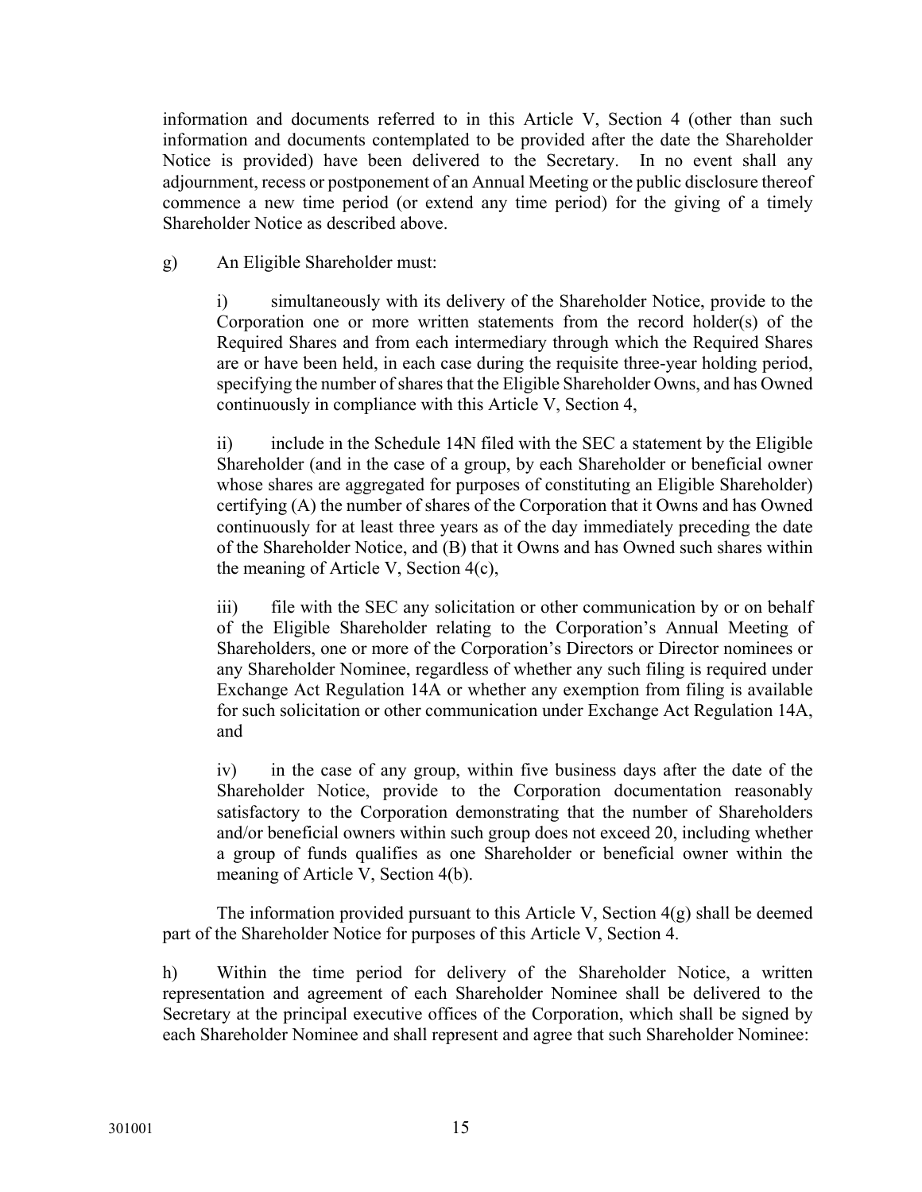information and documents referred to in this Article V, Section 4 (other than such information and documents contemplated to be provided after the date the Shareholder Notice is provided) have been delivered to the Secretary. In no event shall any adjournment, recess or postponement of an Annual Meeting or the public disclosure thereof commence a new time period (or extend any time period) for the giving of a timely Shareholder Notice as described above.

g) An Eligible Shareholder must:

i) simultaneously with its delivery of the Shareholder Notice, provide to the Corporation one or more written statements from the record holder(s) of the Required Shares and from each intermediary through which the Required Shares are or have been held, in each case during the requisite three-year holding period, specifying the number of shares that the Eligible Shareholder Owns, and has Owned continuously in compliance with this Article V, Section 4,

ii) include in the Schedule 14N filed with the SEC a statement by the Eligible Shareholder (and in the case of a group, by each Shareholder or beneficial owner whose shares are aggregated for purposes of constituting an Eligible Shareholder) certifying (A) the number of shares of the Corporation that it Owns and has Owned continuously for at least three years as of the day immediately preceding the date of the Shareholder Notice, and (B) that it Owns and has Owned such shares within the meaning of Article V, Section 4(c),

iii) file with the SEC any solicitation or other communication by or on behalf of the Eligible Shareholder relating to the Corporation's Annual Meeting of Shareholders, one or more of the Corporation's Directors or Director nominees or any Shareholder Nominee, regardless of whether any such filing is required under Exchange Act Regulation 14A or whether any exemption from filing is available for such solicitation or other communication under Exchange Act Regulation 14A, and

iv) in the case of any group, within five business days after the date of the Shareholder Notice, provide to the Corporation documentation reasonably satisfactory to the Corporation demonstrating that the number of Shareholders and/or beneficial owners within such group does not exceed 20, including whether a group of funds qualifies as one Shareholder or beneficial owner within the meaning of Article V, Section 4(b).

The information provided pursuant to this Article V, Section 4(g) shall be deemed part of the Shareholder Notice for purposes of this Article V, Section 4.

h) Within the time period for delivery of the Shareholder Notice, a written representation and agreement of each Shareholder Nominee shall be delivered to the Secretary at the principal executive offices of the Corporation, which shall be signed by each Shareholder Nominee and shall represent and agree that such Shareholder Nominee: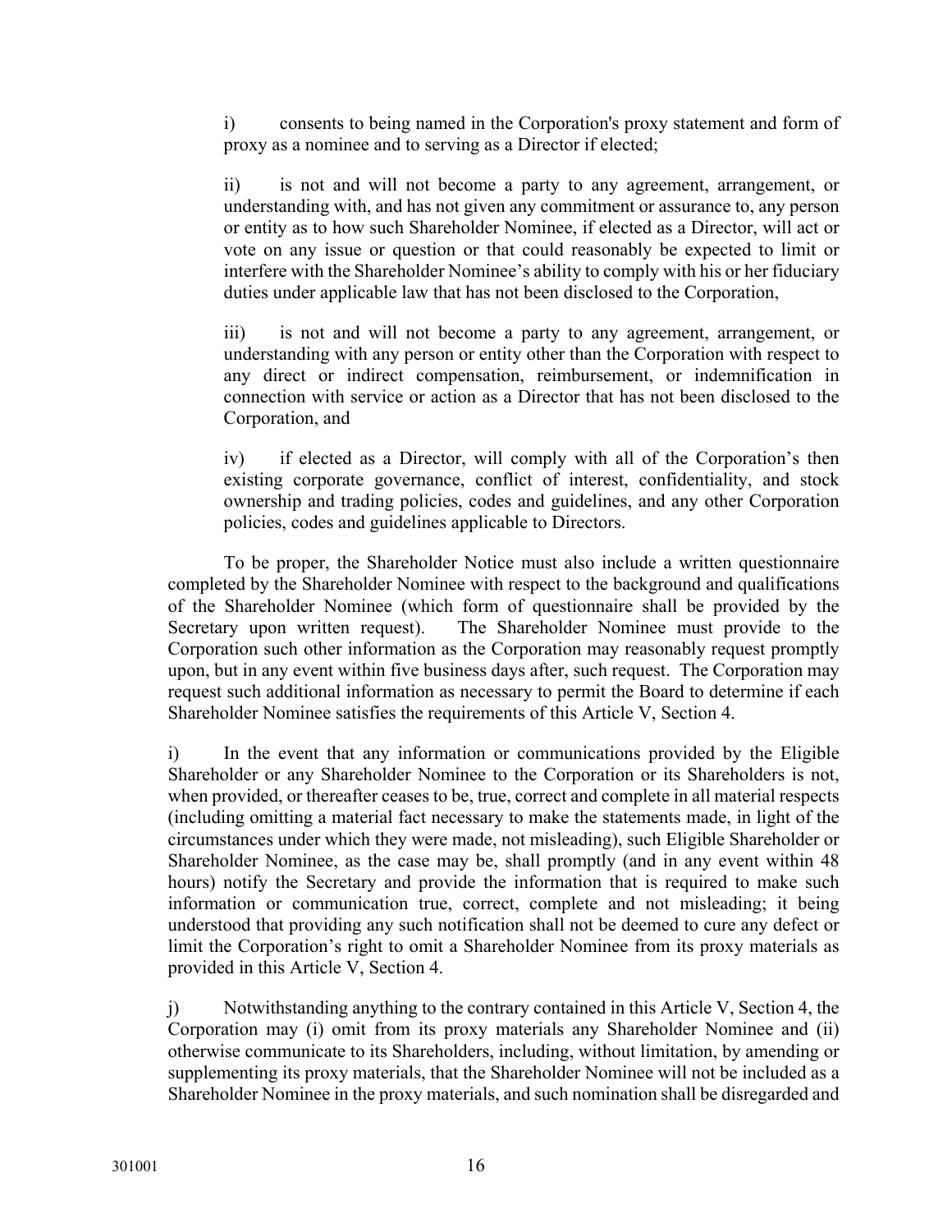i) consents to being named in the Corporation's proxy statement and form of proxy as a nominee and to serving as a Director if elected;

ii) is not and will not become a party to any agreement, arrangement, or understanding with, and has not given any commitment or assurance to, any person or entity as to how such Shareholder Nominee, if elected as a Director, will act or vote on any issue or question or that could reasonably be expected to limit or interfere with the Shareholder Nominee's ability to comply with his or her fiduciary duties under applicable law that has not been disclosed to the Corporation,

iii) is not and will not become a party to any agreement, arrangement, or understanding with any person or entity other than the Corporation with respect to any direct or indirect compensation, reimbursement, or indemnification in connection with service or action as a Director that has not been disclosed to the Corporation, and

iv) if elected as a Director, will comply with all of the Corporation's then existing corporate governance, conflict of interest, confidentiality, and stock ownership and trading policies, codes and guidelines, and any other Corporation policies, codes and guidelines applicable to Directors.

To be proper, the Shareholder Notice must also include a written questionnaire completed by the Shareholder Nominee with respect to the background and qualifications of the Shareholder Nominee (which form of questionnaire shall be provided by the Secretary upon written request). The Shareholder Nominee must provide to the Corporation such other information as the Corporation may reasonably request promptly upon, but in any event within five business days after, such request. The Corporation may request such additional information as necessary to permit the Board to determine if each Shareholder Nominee satisfies the requirements of this Article V, Section 4.

i) In the event that any information or communications provided by the Eligible Shareholder or any Shareholder Nominee to the Corporation or its Shareholders is not, when provided, or thereafter ceases to be, true, correct and complete in all material respects (including omitting a material fact necessary to make the statements made, in light of the circumstances under which they were made, not misleading), such Eligible Shareholder or Shareholder Nominee, as the case may be, shall promptly (and in any event within 48 hours) notify the Secretary and provide the information that is required to make such information or communication true, correct, complete and not misleading; it being understood that providing any such notification shall not be deemed to cure any defect or limit the Corporation's right to omit a Shareholder Nominee from its proxy materials as provided in this Article V, Section 4.

j) Notwithstanding anything to the contrary contained in this Article V, Section 4, the Corporation may (i) omit from its proxy materials any Shareholder Nominee and (ii) otherwise communicate to its Shareholders, including, without limitation, by amending or supplementing its proxy materials, that the Shareholder Nominee will not be included as a Shareholder Nominee in the proxy materials, and such nomination shall be disregarded and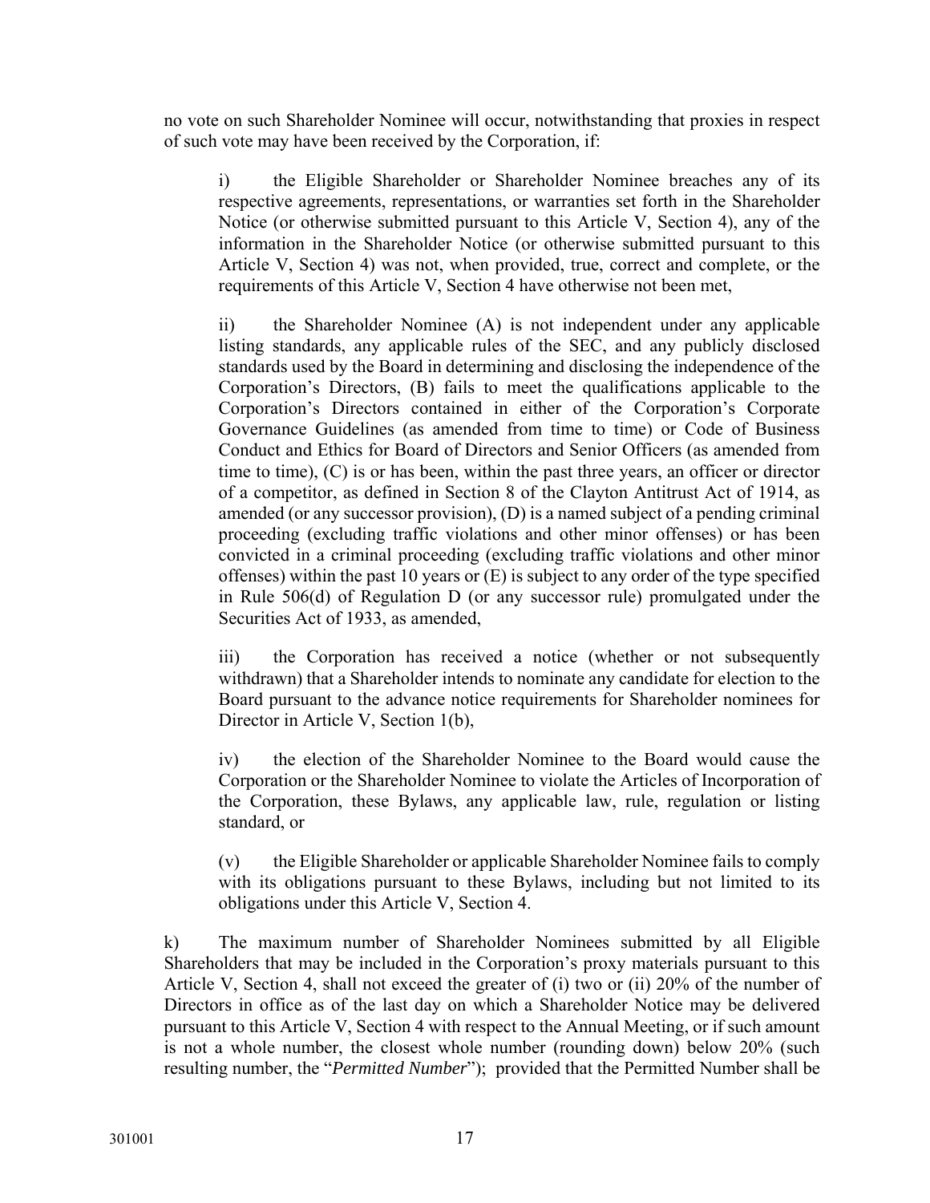no vote on such Shareholder Nominee will occur, notwithstanding that proxies in respect of such vote may have been received by the Corporation, if:

i) the Eligible Shareholder or Shareholder Nominee breaches any of its respective agreements, representations, or warranties set forth in the Shareholder Notice (or otherwise submitted pursuant to this Article V, Section 4), any of the information in the Shareholder Notice (or otherwise submitted pursuant to this Article V, Section 4) was not, when provided, true, correct and complete, or the requirements of this Article V, Section 4 have otherwise not been met,

ii) the Shareholder Nominee (A) is not independent under any applicable listing standards, any applicable rules of the SEC, and any publicly disclosed standards used by the Board in determining and disclosing the independence of the Corporation's Directors, (B) fails to meet the qualifications applicable to the Corporation's Directors contained in either of the Corporation's Corporate Governance Guidelines (as amended from time to time) or Code of Business Conduct and Ethics for Board of Directors and Senior Officers (as amended from time to time), (C) is or has been, within the past three years, an officer or director of a competitor, as defined in Section 8 of the Clayton Antitrust Act of 1914, as amended (or any successor provision), (D) is a named subject of a pending criminal proceeding (excluding traffic violations and other minor offenses) or has been convicted in a criminal proceeding (excluding traffic violations and other minor offenses) within the past 10 years or (E) is subject to any order of the type specified in Rule 506(d) of Regulation D (or any successor rule) promulgated under the Securities Act of 1933, as amended,

iii) the Corporation has received a notice (whether or not subsequently withdrawn) that a Shareholder intends to nominate any candidate for election to the Board pursuant to the advance notice requirements for Shareholder nominees for Director in Article V, Section 1(b),

iv) the election of the Shareholder Nominee to the Board would cause the Corporation or the Shareholder Nominee to violate the Articles of Incorporation of the Corporation, these Bylaws, any applicable law, rule, regulation or listing standard, or

(v) the Eligible Shareholder or applicable Shareholder Nominee fails to comply with its obligations pursuant to these Bylaws, including but not limited to its obligations under this Article V, Section 4.

k) The maximum number of Shareholder Nominees submitted by all Eligible Shareholders that may be included in the Corporation's proxy materials pursuant to this Article V, Section 4, shall not exceed the greater of (i) two or (ii) 20% of the number of Directors in office as of the last day on which a Shareholder Notice may be delivered pursuant to this Article V, Section 4 with respect to the Annual Meeting, or if such amount is not a whole number, the closest whole number (rounding down) below 20% (such resulting number, the "*Permitted Number*"); provided that the Permitted Number shall be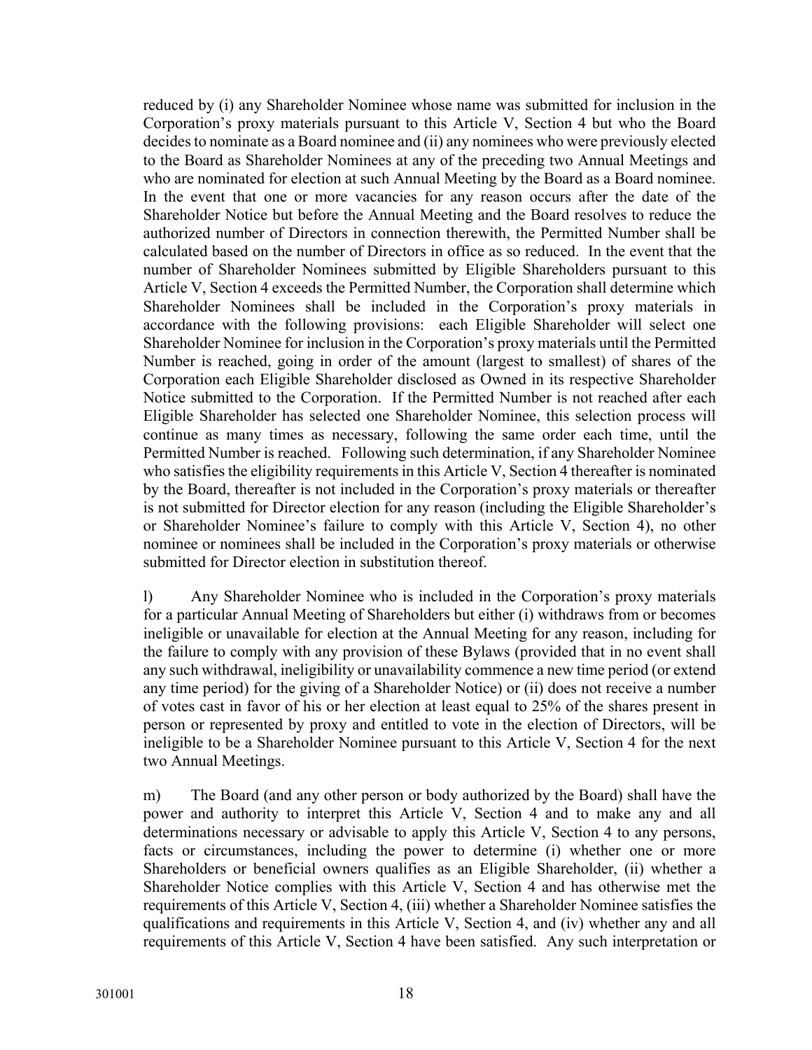reduced by (i) any Shareholder Nominee whose name was submitted for inclusion in the Corporation's proxy materials pursuant to this Article V, Section 4 but who the Board decides to nominate as a Board nominee and (ii) any nominees who were previously elected to the Board as Shareholder Nominees at any of the preceding two Annual Meetings and who are nominated for election at such Annual Meeting by the Board as a Board nominee. In the event that one or more vacancies for any reason occurs after the date of the Shareholder Notice but before the Annual Meeting and the Board resolves to reduce the authorized number of Directors in connection therewith, the Permitted Number shall be calculated based on the number of Directors in office as so reduced. In the event that the number of Shareholder Nominees submitted by Eligible Shareholders pursuant to this Article V, Section 4 exceeds the Permitted Number, the Corporation shall determine which Shareholder Nominees shall be included in the Corporation's proxy materials in accordance with the following provisions: each Eligible Shareholder will select one Shareholder Nominee for inclusion in the Corporation's proxy materials until the Permitted Number is reached, going in order of the amount (largest to smallest) of shares of the Corporation each Eligible Shareholder disclosed as Owned in its respective Shareholder Notice submitted to the Corporation. If the Permitted Number is not reached after each Eligible Shareholder has selected one Shareholder Nominee, this selection process will continue as many times as necessary, following the same order each time, until the Permitted Number is reached. Following such determination, if any Shareholder Nominee who satisfies the eligibility requirements in this Article V, Section 4 thereafter is nominated by the Board, thereafter is not included in the Corporation's proxy materials or thereafter is not submitted for Director election for any reason (including the Eligible Shareholder's or Shareholder Nominee's failure to comply with this Article V, Section 4), no other nominee or nominees shall be included in the Corporation's proxy materials or otherwise submitted for Director election in substitution thereof.

l) Any Shareholder Nominee who is included in the Corporation's proxy materials for a particular Annual Meeting of Shareholders but either (i) withdraws from or becomes ineligible or unavailable for election at the Annual Meeting for any reason, including for the failure to comply with any provision of these Bylaws (provided that in no event shall any such withdrawal, ineligibility or unavailability commence a new time period (or extend any time period) for the giving of a Shareholder Notice) or (ii) does not receive a number of votes cast in favor of his or her election at least equal to 25% of the shares present in person or represented by proxy and entitled to vote in the election of Directors, will be ineligible to be a Shareholder Nominee pursuant to this Article V, Section 4 for the next two Annual Meetings.

m) The Board (and any other person or body authorized by the Board) shall have the power and authority to interpret this Article V, Section 4 and to make any and all determinations necessary or advisable to apply this Article V, Section 4 to any persons, facts or circumstances, including the power to determine (i) whether one or more Shareholders or beneficial owners qualifies as an Eligible Shareholder, (ii) whether a Shareholder Notice complies with this Article V, Section 4 and has otherwise met the requirements of this Article V, Section 4, (iii) whether a Shareholder Nominee satisfies the qualifications and requirements in this Article V, Section 4, and (iv) whether any and all requirements of this Article V, Section 4 have been satisfied. Any such interpretation or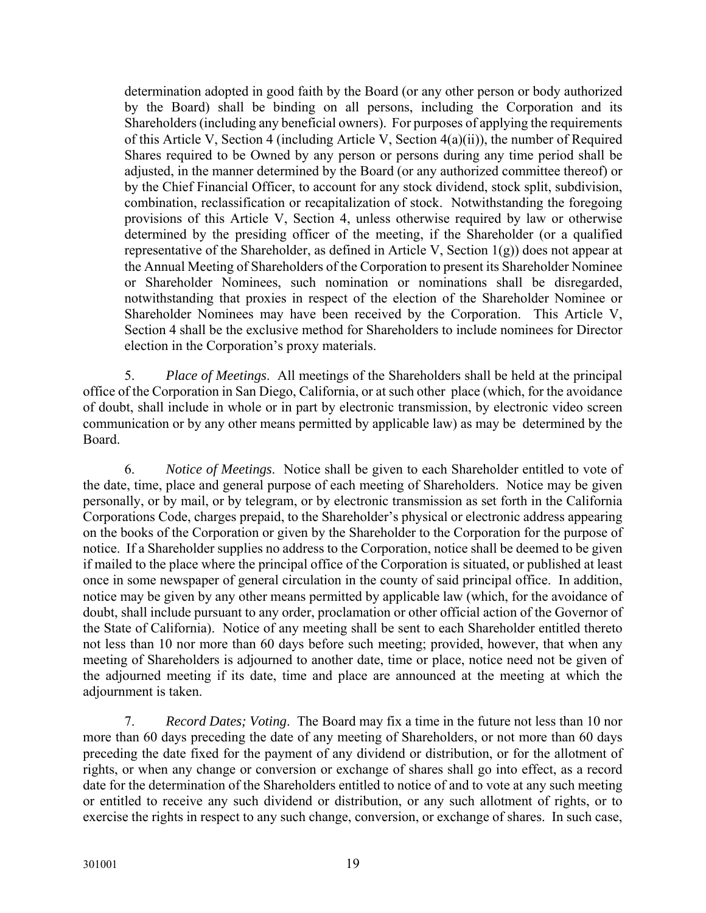determination adopted in good faith by the Board (or any other person or body authorized by the Board) shall be binding on all persons, including the Corporation and its Shareholders (including any beneficial owners). For purposes of applying the requirements of this Article V, Section 4 (including Article V, Section 4(a)(ii)), the number of Required Shares required to be Owned by any person or persons during any time period shall be adjusted, in the manner determined by the Board (or any authorized committee thereof) or by the Chief Financial Officer, to account for any stock dividend, stock split, subdivision, combination, reclassification or recapitalization of stock. Notwithstanding the foregoing provisions of this Article V, Section 4, unless otherwise required by law or otherwise determined by the presiding officer of the meeting, if the Shareholder (or a qualified representative of the Shareholder, as defined in Article V, Section 1(g)) does not appear at the Annual Meeting of Shareholders of the Corporation to present its Shareholder Nominee or Shareholder Nominees, such nomination or nominations shall be disregarded, notwithstanding that proxies in respect of the election of the Shareholder Nominee or Shareholder Nominees may have been received by the Corporation. This Article V, Section 4 shall be the exclusive method for Shareholders to include nominees for Director election in the Corporation's proxy materials.

5. *Place of Meetings*. All meetings of the Shareholders shall be held at the principal office of the Corporation in San Diego, California, or at such other place (which, for the avoidance of doubt, shall include in whole or in part by electronic transmission, by electronic video screen communication or by any other means permitted by applicable law) as may be determined by the Board.

6. *Notice of Meetings*. Notice shall be given to each Shareholder entitled to vote of the date, time, place and general purpose of each meeting of Shareholders. Notice may be given personally, or by mail, or by telegram, or by electronic transmission as set forth in the California Corporations Code, charges prepaid, to the Shareholder's physical or electronic address appearing on the books of the Corporation or given by the Shareholder to the Corporation for the purpose of notice. If a Shareholder supplies no address to the Corporation, notice shall be deemed to be given if mailed to the place where the principal office of the Corporation is situated, or published at least once in some newspaper of general circulation in the county of said principal office. In addition, notice may be given by any other means permitted by applicable law (which, for the avoidance of doubt, shall include pursuant to any order, proclamation or other official action of the Governor of the State of California). Notice of any meeting shall be sent to each Shareholder entitled thereto not less than 10 nor more than 60 days before such meeting; provided, however, that when any meeting of Shareholders is adjourned to another date, time or place, notice need not be given of the adjourned meeting if its date, time and place are announced at the meeting at which the adjournment is taken.

7. *Record Dates; Voting*. The Board may fix a time in the future not less than 10 nor more than 60 days preceding the date of any meeting of Shareholders, or not more than 60 days preceding the date fixed for the payment of any dividend or distribution, or for the allotment of rights, or when any change or conversion or exchange of shares shall go into effect, as a record date for the determination of the Shareholders entitled to notice of and to vote at any such meeting or entitled to receive any such dividend or distribution, or any such allotment of rights, or to exercise the rights in respect to any such change, conversion, or exchange of shares. In such case,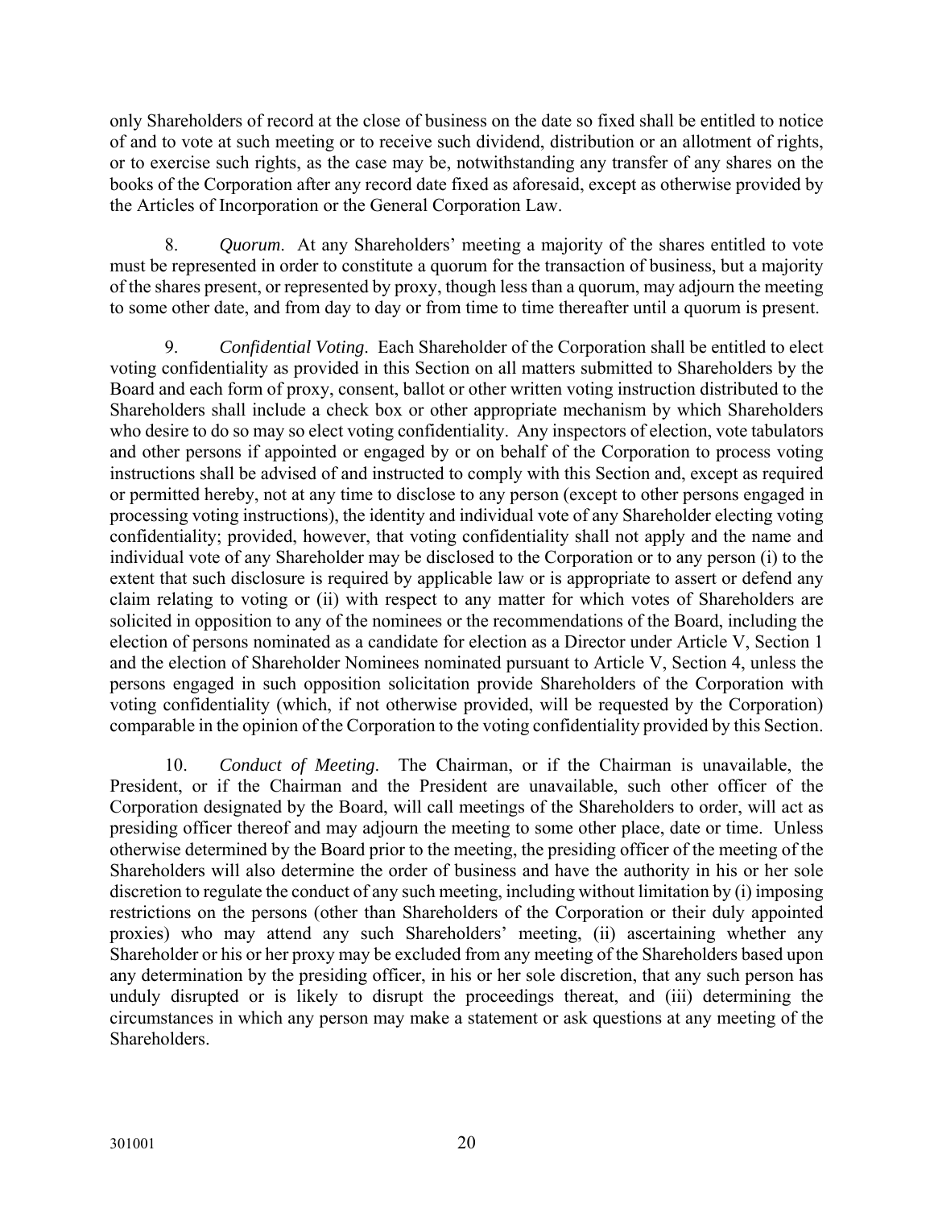only Shareholders of record at the close of business on the date so fixed shall be entitled to notice of and to vote at such meeting or to receive such dividend, distribution or an allotment of rights, or to exercise such rights, as the case may be, notwithstanding any transfer of any shares on the books of the Corporation after any record date fixed as aforesaid, except as otherwise provided by the Articles of Incorporation or the General Corporation Law.

8. *Quorum*. At any Shareholders' meeting a majority of the shares entitled to vote must be represented in order to constitute a quorum for the transaction of business, but a majority of the shares present, or represented by proxy, though less than a quorum, may adjourn the meeting to some other date, and from day to day or from time to time thereafter until a quorum is present.

9. *Confidential Voting*. Each Shareholder of the Corporation shall be entitled to elect voting confidentiality as provided in this Section on all matters submitted to Shareholders by the Board and each form of proxy, consent, ballot or other written voting instruction distributed to the Shareholders shall include a check box or other appropriate mechanism by which Shareholders who desire to do so may so elect voting confidentiality. Any inspectors of election, vote tabulators and other persons if appointed or engaged by or on behalf of the Corporation to process voting instructions shall be advised of and instructed to comply with this Section and, except as required or permitted hereby, not at any time to disclose to any person (except to other persons engaged in processing voting instructions), the identity and individual vote of any Shareholder electing voting confidentiality; provided, however, that voting confidentiality shall not apply and the name and individual vote of any Shareholder may be disclosed to the Corporation or to any person (i) to the extent that such disclosure is required by applicable law or is appropriate to assert or defend any claim relating to voting or (ii) with respect to any matter for which votes of Shareholders are solicited in opposition to any of the nominees or the recommendations of the Board, including the election of persons nominated as a candidate for election as a Director under Article V, Section 1 and the election of Shareholder Nominees nominated pursuant to Article V, Section 4, unless the persons engaged in such opposition solicitation provide Shareholders of the Corporation with voting confidentiality (which, if not otherwise provided, will be requested by the Corporation) comparable in the opinion of the Corporation to the voting confidentiality provided by this Section.

10. *Conduct of Meeting*. The Chairman, or if the Chairman is unavailable, the President, or if the Chairman and the President are unavailable, such other officer of the Corporation designated by the Board, will call meetings of the Shareholders to order, will act as presiding officer thereof and may adjourn the meeting to some other place, date or time. Unless otherwise determined by the Board prior to the meeting, the presiding officer of the meeting of the Shareholders will also determine the order of business and have the authority in his or her sole discretion to regulate the conduct of any such meeting, including without limitation by (i) imposing restrictions on the persons (other than Shareholders of the Corporation or their duly appointed proxies) who may attend any such Shareholders' meeting, (ii) ascertaining whether any Shareholder or his or her proxy may be excluded from any meeting of the Shareholders based upon any determination by the presiding officer, in his or her sole discretion, that any such person has unduly disrupted or is likely to disrupt the proceedings thereat, and (iii) determining the circumstances in which any person may make a statement or ask questions at any meeting of the Shareholders.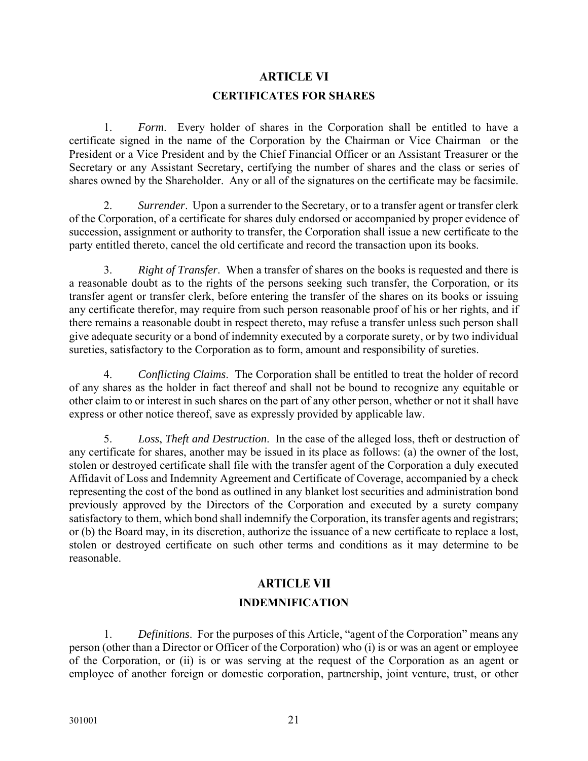## ARTICLE VI

## CERTIFICATES FOR SHARES

1. *Form*. Every holder of shares in the Corporation shall be entitled to have a certificate signed in the name of the Corporation by the Chairman or Vice Chairman or the President or a Vice President and by the Chief Financial Officer or an Assistant Treasurer or the Secretary or any Assistant Secretary, certifying the number of shares and the class or series of shares owned by the Shareholder. Any or all of the signatures on the certificate may be facsimile.

2. *Surrender*. Upon a surrender to the Secretary, or to a transfer agent or transfer clerk of the Corporation, of a certificate for shares duly endorsed or accompanied by proper evidence of succession, assignment or authority to transfer, the Corporation shall issue a new certificate to the party entitled thereto, cancel the old certificate and record the transaction upon its books.

3. *Right of Transfer*. When a transfer of shares on the books is requested and there is a reasonable doubt as to the rights of the persons seeking such transfer, the Corporation, or its transfer agent or transfer clerk, before entering the transfer of the shares on its books or issuing any certificate therefor, may require from such person reasonable proof of his or her rights, and if there remains a reasonable doubt in respect thereto, may refuse a transfer unless such person shall give adequate security or a bond of indemnity executed by a corporate surety, or by two individual sureties, satisfactory to the Corporation as to form, amount and responsibility of sureties.

4. *Conflicting Claims*. The Corporation shall be entitled to treat the holder of record of any shares as the holder in fact thereof and shall not be bound to recognize any equitable or other claim to or interest in such shares on the part of any other person, whether or not it shall have express or other notice thereof, save as expressly provided by applicable law.

5. *Loss*, *Theft and Destruction*. In the case of the alleged loss, theft or destruction of any certificate for shares, another may be issued in its place as follows: (a) the owner of the lost, stolen or destroyed certificate shall file with the transfer agent of the Corporation a duly executed Affidavit of Loss and Indemnity Agreement and Certificate of Coverage, accompanied by a check representing the cost of the bond as outlined in any blanket lost securities and administration bond previously approved by the Directors of the Corporation and executed by a surety company satisfactory to them, which bond shall indemnify the Corporation, its transfer agents and registrars; or (b) the Board may, in its discretion, authorize the issuance of a new certificate to replace a lost, stolen or destroyed certificate on such other terms and conditions as it may determine to be reasonable.

## ARTICLE VII

## INDEMNIFICATION

1. *Definitions*. For the purposes of this Article, "agent of the Corporation" means any person (other than a Director or Officer of the Corporation) who (i) is or was an agent or employee of the Corporation, or (ii) is or was serving at the request of the Corporation as an agent or employee of another foreign or domestic corporation, partnership, joint venture, trust, or other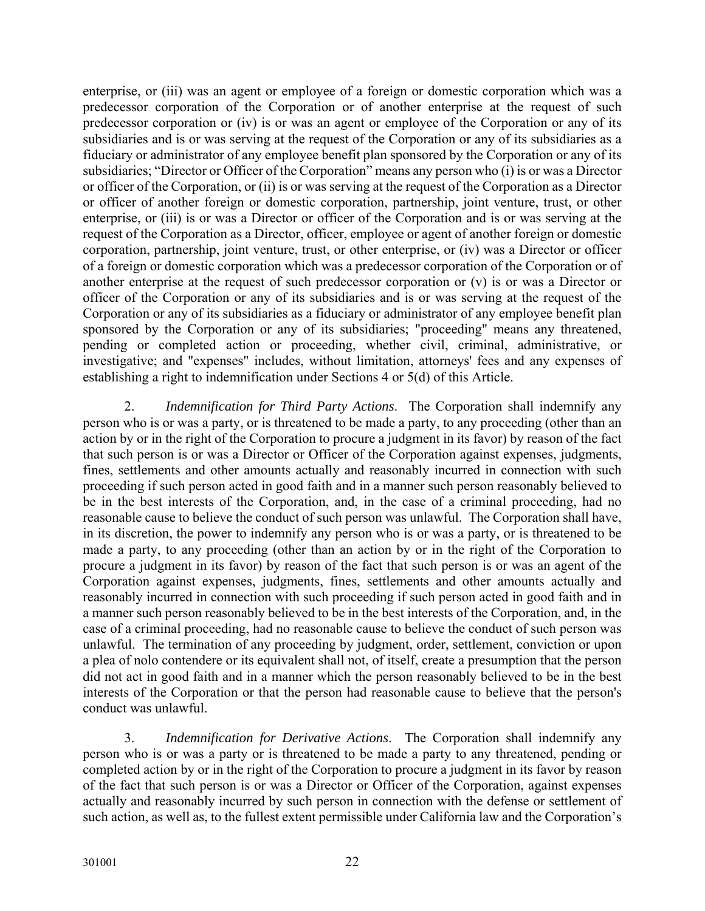enterprise, or (iii) was an agent or employee of a foreign or domestic corporation which was a predecessor corporation of the Corporation or of another enterprise at the request of such predecessor corporation or (iv) is or was an agent or employee of the Corporation or any of its subsidiaries and is or was serving at the request of the Corporation or any of its subsidiaries as a fiduciary or administrator of any employee benefit plan sponsored by the Corporation or any of its subsidiaries; "Director or Officer of the Corporation" means any person who (i) is or was a Director or officer of the Corporation, or (ii) is or was serving at the request of the Corporation as a Director or officer of another foreign or domestic corporation, partnership, joint venture, trust, or other enterprise, or (iii) is or was a Director or officer of the Corporation and is or was serving at the request of the Corporation as a Director, officer, employee or agent of another foreign or domestic corporation, partnership, joint venture, trust, or other enterprise, or (iv) was a Director or officer of a foreign or domestic corporation which was a predecessor corporation of the Corporation or of another enterprise at the request of such predecessor corporation or (v) is or was a Director or officer of the Corporation or any of its subsidiaries and is or was serving at the request of the Corporation or any of its subsidiaries as a fiduciary or administrator of any employee benefit plan sponsored by the Corporation or any of its subsidiaries; "proceeding" means any threatened, pending or completed action or proceeding, whether civil, criminal, administrative, or investigative; and "expenses" includes, without limitation, attorneys' fees and any expenses of establishing a right to indemnification under Sections 4 or 5(d) of this Article.

2. *Indemnification for Third Party Actions*. The Corporation shall indemnify any person who is or was a party, or is threatened to be made a party, to any proceeding (other than an action by or in the right of the Corporation to procure a judgment in its favor) by reason of the fact that such person is or was a Director or Officer of the Corporation against expenses, judgments, fines, settlements and other amounts actually and reasonably incurred in connection with such proceeding if such person acted in good faith and in a manner such person reasonably believed to be in the best interests of the Corporation, and, in the case of a criminal proceeding, had no reasonable cause to believe the conduct of such person was unlawful. The Corporation shall have, in its discretion, the power to indemnify any person who is or was a party, or is threatened to be made a party, to any proceeding (other than an action by or in the right of the Corporation to procure a judgment in its favor) by reason of the fact that such person is or was an agent of the Corporation against expenses, judgments, fines, settlements and other amounts actually and reasonably incurred in connection with such proceeding if such person acted in good faith and in a manner such person reasonably believed to be in the best interests of the Corporation, and, in the case of a criminal proceeding, had no reasonable cause to believe the conduct of such person was unlawful. The termination of any proceeding by judgment, order, settlement, conviction or upon a plea of nolo contendere or its equivalent shall not, of itself, create a presumption that the person did not act in good faith and in a manner which the person reasonably believed to be in the best interests of the Corporation or that the person had reasonable cause to believe that the person's conduct was unlawful.

3. *Indemnification for Derivative Actions*. The Corporation shall indemnify any person who is or was a party or is threatened to be made a party to any threatened, pending or completed action by or in the right of the Corporation to procure a judgment in its favor by reason of the fact that such person is or was a Director or Officer of the Corporation, against expenses actually and reasonably incurred by such person in connection with the defense or settlement of such action, as well as, to the fullest extent permissible under California law and the Corporation's

301001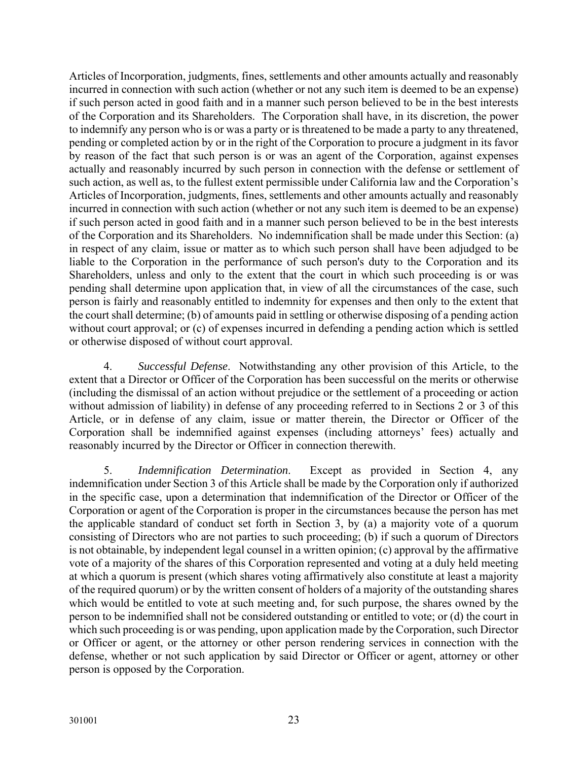Articles of Incorporation, judgments, fines, settlements and other amounts actually and reasonably incurred in connection with such action (whether or not any such item is deemed to be an expense) if such person acted in good faith and in a manner such person believed to be in the best interests of the Corporation and its Shareholders. The Corporation shall have, in its discretion, the power to indemnify any person who is or was a party or is threatened to be made a party to any threatened, pending or completed action by or in the right of the Corporation to procure a judgment in its favor by reason of the fact that such person is or was an agent of the Corporation, against expenses actually and reasonably incurred by such person in connection with the defense or settlement of such action, as well as, to the fullest extent permissible under California law and the Corporation's Articles of Incorporation, judgments, fines, settlements and other amounts actually and reasonably incurred in connection with such action (whether or not any such item is deemed to be an expense) if such person acted in good faith and in a manner such person believed to be in the best interests of the Corporation and its Shareholders. No indemnification shall be made under this Section: (a) in respect of any claim, issue or matter as to which such person shall have been adjudged to be liable to the Corporation in the performance of such person's duty to the Corporation and its Shareholders, unless and only to the extent that the court in which such proceeding is or was pending shall determine upon application that, in view of all the circumstances of the case, such person is fairly and reasonably entitled to indemnity for expenses and then only to the extent that the court shall determine; (b) of amounts paid in settling or otherwise disposing of a pending action without court approval; or (c) of expenses incurred in defending a pending action which is settled or otherwise disposed of without court approval.

4. *Successful Defense*. Notwithstanding any other provision of this Article, to the extent that a Director or Officer of the Corporation has been successful on the merits or otherwise (including the dismissal of an action without prejudice or the settlement of a proceeding or action without admission of liability) in defense of any proceeding referred to in Sections 2 or 3 of this Article, or in defense of any claim, issue or matter therein, the Director or Officer of the Corporation shall be indemnified against expenses (including attorneys' fees) actually and reasonably incurred by the Director or Officer in connection therewith.

5. *Indemnification Determination*. Except as provided in Section 4, any indemnification under Section 3 of this Article shall be made by the Corporation only if authorized in the specific case, upon a determination that indemnification of the Director or Officer of the Corporation or agent of the Corporation is proper in the circumstances because the person has met the applicable standard of conduct set forth in Section 3, by (a) a majority vote of a quorum consisting of Directors who are not parties to such proceeding; (b) if such a quorum of Directors is not obtainable, by independent legal counsel in a written opinion; (c) approval by the affirmative vote of a majority of the shares of this Corporation represented and voting at a duly held meeting at which a quorum is present (which shares voting affirmatively also constitute at least a majority of the required quorum) or by the written consent of holders of a majority of the outstanding shares which would be entitled to vote at such meeting and, for such purpose, the shares owned by the person to be indemnified shall not be considered outstanding or entitled to vote; or (d) the court in which such proceeding is or was pending, upon application made by the Corporation, such Director or Officer or agent, or the attorney or other person rendering services in connection with the defense, whether or not such application by said Director or Officer or agent, attorney or other person is opposed by the Corporation.

301001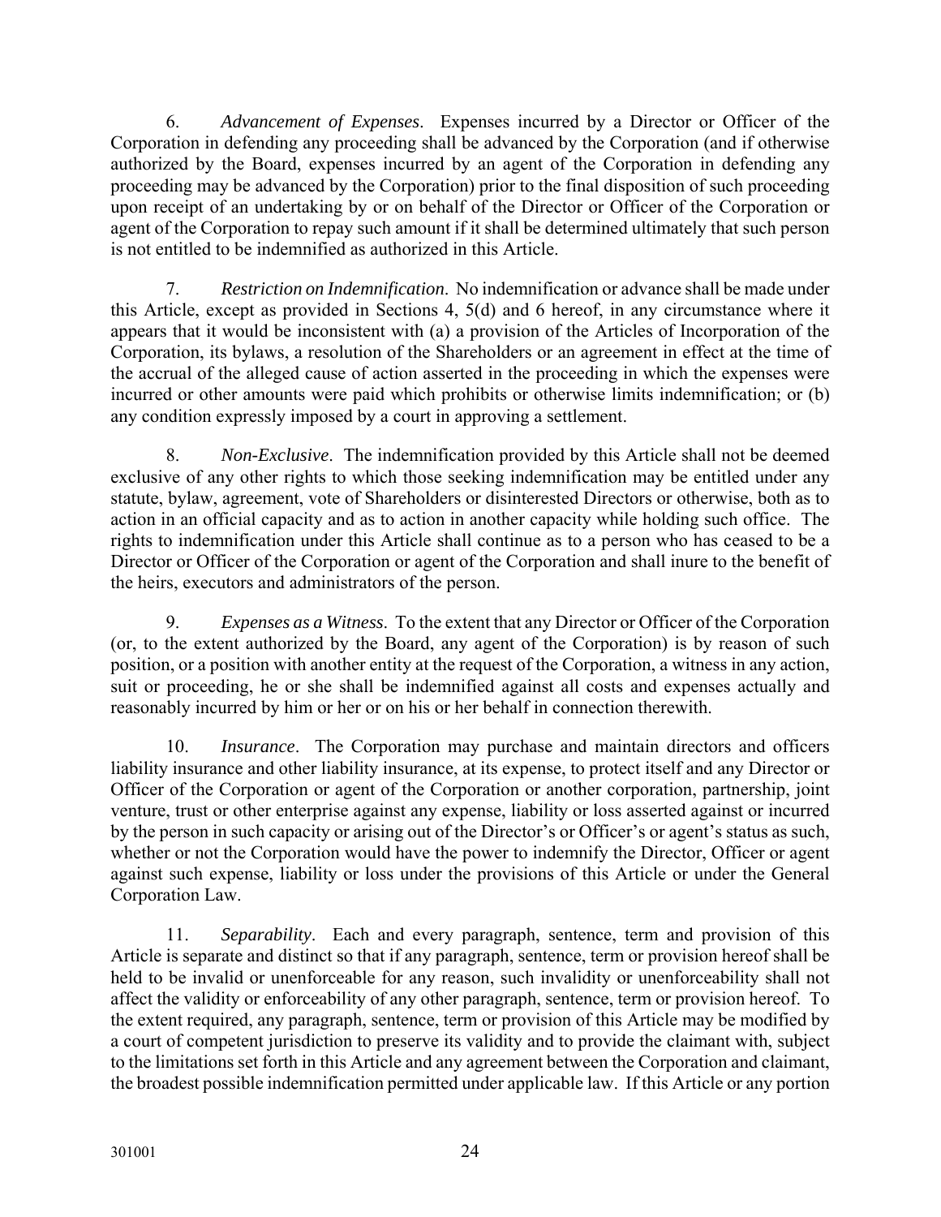6. *Advancement of Expenses*. Expenses incurred by a Director or Officer of the Corporation in defending any proceeding shall be advanced by the Corporation (and if otherwise authorized by the Board, expenses incurred by an agent of the Corporation in defending any proceeding may be advanced by the Corporation) prior to the final disposition of such proceeding upon receipt of an undertaking by or on behalf of the Director or Officer of the Corporation or agent of the Corporation to repay such amount if it shall be determined ultimately that such person is not entitled to be indemnified as authorized in this Article.

7. *Restriction on Indemnification*. No indemnification or advance shall be made under this Article, except as provided in Sections 4, 5(d) and 6 hereof, in any circumstance where it appears that it would be inconsistent with (a) a provision of the Articles of Incorporation of the Corporation, its bylaws, a resolution of the Shareholders or an agreement in effect at the time of the accrual of the alleged cause of action asserted in the proceeding in which the expenses were incurred or other amounts were paid which prohibits or otherwise limits indemnification; or (b) any condition expressly imposed by a court in approving a settlement.

8. *Non-Exclusive*. The indemnification provided by this Article shall not be deemed exclusive of any other rights to which those seeking indemnification may be entitled under any statute, bylaw, agreement, vote of Shareholders or disinterested Directors or otherwise, both as to action in an official capacity and as to action in another capacity while holding such office. The rights to indemnification under this Article shall continue as to a person who has ceased to be a Director or Officer of the Corporation or agent of the Corporation and shall inure to the benefit of the heirs, executors and administrators of the person.

9. *Expenses as a Witness*. To the extent that any Director or Officer of the Corporation (or, to the extent authorized by the Board, any agent of the Corporation) is by reason of such position, or a position with another entity at the request of the Corporation, a witness in any action, suit or proceeding, he or she shall be indemnified against all costs and expenses actually and reasonably incurred by him or her or on his or her behalf in connection therewith.

10. *Insurance*. The Corporation may purchase and maintain directors and officers liability insurance and other liability insurance, at its expense, to protect itself and any Director or Officer of the Corporation or agent of the Corporation or another corporation, partnership, joint venture, trust or other enterprise against any expense, liability or loss asserted against or incurred by the person in such capacity or arising out of the Director's or Officer's or agent's status as such, whether or not the Corporation would have the power to indemnify the Director, Officer or agent against such expense, liability or loss under the provisions of this Article or under the General Corporation Law.

11. *Separability*. Each and every paragraph, sentence, term and provision of this Article is separate and distinct so that if any paragraph, sentence, term or provision hereof shall be held to be invalid or unenforceable for any reason, such invalidity or unenforceability shall not affect the validity or enforceability of any other paragraph, sentence, term or provision hereof. To the extent required, any paragraph, sentence, term or provision of this Article may be modified by a court of competent jurisdiction to preserve its validity and to provide the claimant with, subject to the limitations set forth in this Article and any agreement between the Corporation and claimant, the broadest possible indemnification permitted under applicable law. If this Article or any portion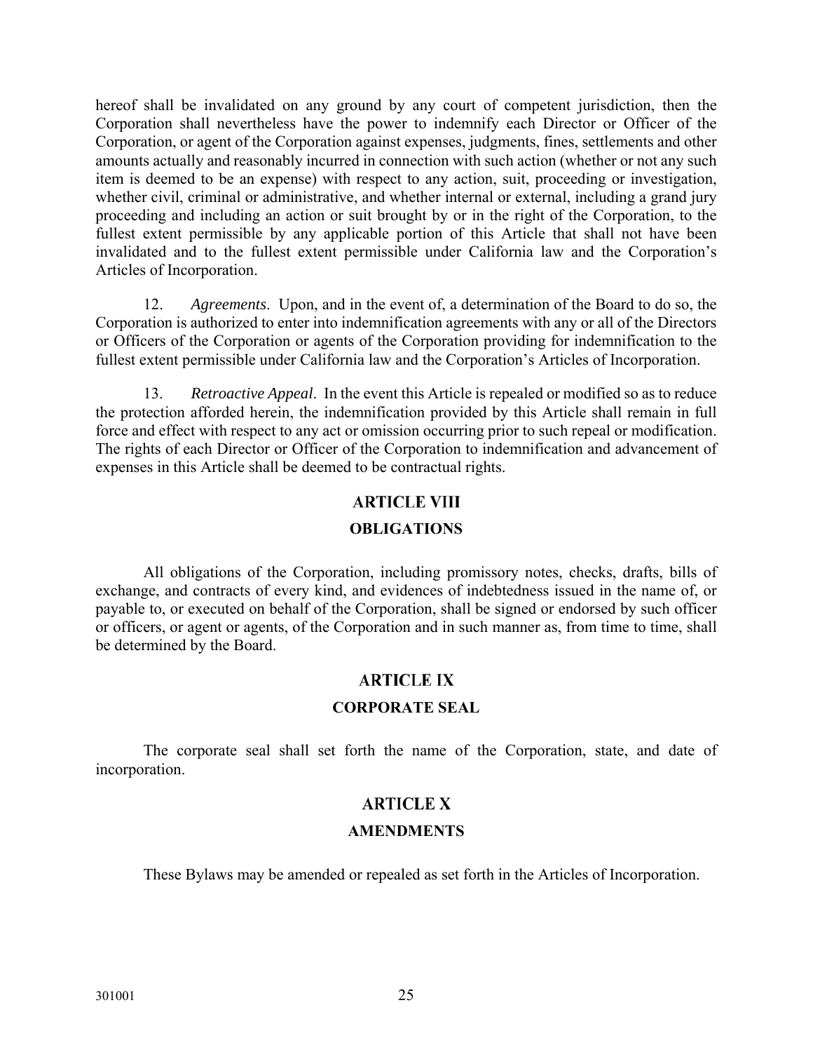hereof shall be invalidated on any ground by any court of competent jurisdiction, then the Corporation shall nevertheless have the power to indemnify each Director or Officer of the Corporation, or agent of the Corporation against expenses, judgments, fines, settlements and other amounts actually and reasonably incurred in connection with such action (whether or not any such item is deemed to be an expense) with respect to any action, suit, proceeding or investigation, whether civil, criminal or administrative, and whether internal or external, including a grand jury proceeding and including an action or suit brought by or in the right of the Corporation, to the fullest extent permissible by any applicable portion of this Article that shall not have been invalidated and to the fullest extent permissible under California law and the Corporation's Articles of Incorporation.

12. *Agreements*. Upon, and in the event of, a determination of the Board to do so, the Corporation is authorized to enter into indemnification agreements with any or all of the Directors or Officers of the Corporation or agents of the Corporation providing for indemnification to the fullest extent permissible under California law and the Corporation's Articles of Incorporation.

13. *Retroactive Appeal*. In the event this Article is repealed or modified so as to reduce the protection afforded herein, the indemnification provided by this Article shall remain in full force and effect with respect to any act or omission occurring prior to such repeal or modification. The rights of each Director or Officer of the Corporation to indemnification and advancement of expenses in this Article shall be deemed to be contractual rights.

## ARTICLE VIII

## OBLIGATIONS

All obligations of the Corporation, including promissory notes, checks, drafts, bills of exchange, and contracts of every kind, and evidences of indebtedness issued in the name of, or payable to, or executed on behalf of the Corporation, shall be signed or endorsed by such officer or officers, or agent or agents, of the Corporation and in such manner as, from time to time, shall be determined by the Board.

## ARTICLE IX

## CORPORATE SEAL

The corporate seal shall set forth the name of the Corporation, state, and date of incorporation.

## ARTICLE X

## AMENDMENTS

These Bylaws may be amended or repealed as set forth in the Articles of Incorporation.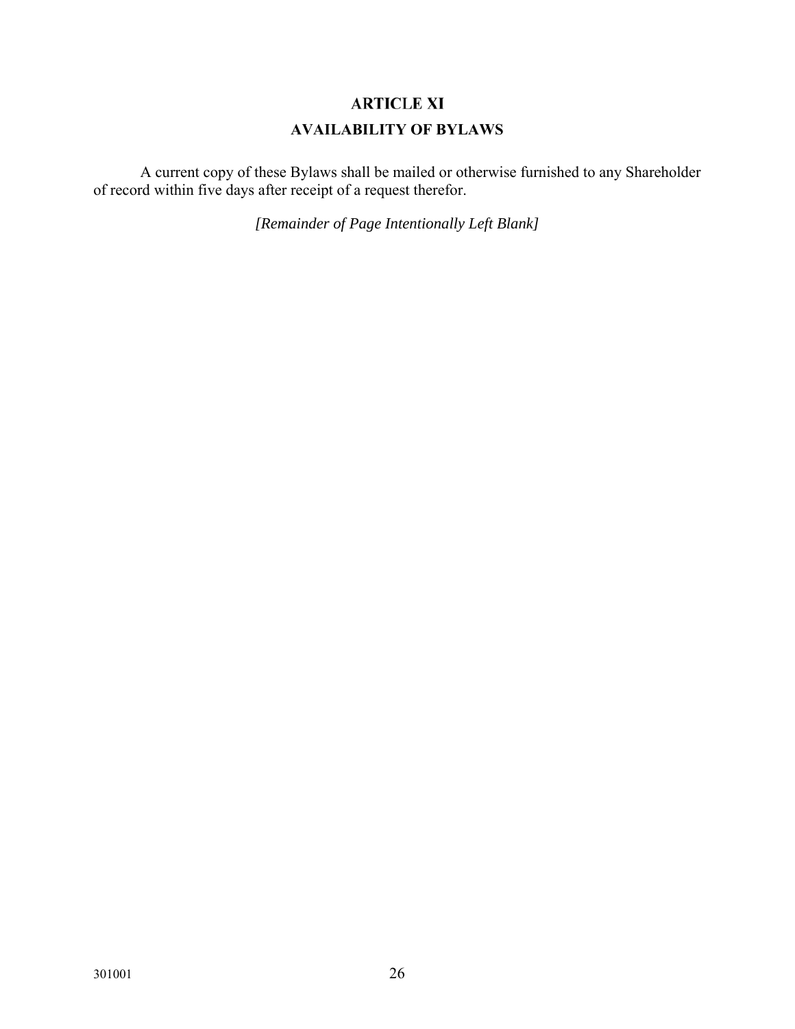# ARTICLE XI

## AVAILABILITY OF BYLAWS

A current copy of these Bylaws shall be mailed or otherwise furnished to any Shareholder of record within five days after receipt of a request therefor.

*[Remainder of Page Intentionally Left Blank]*